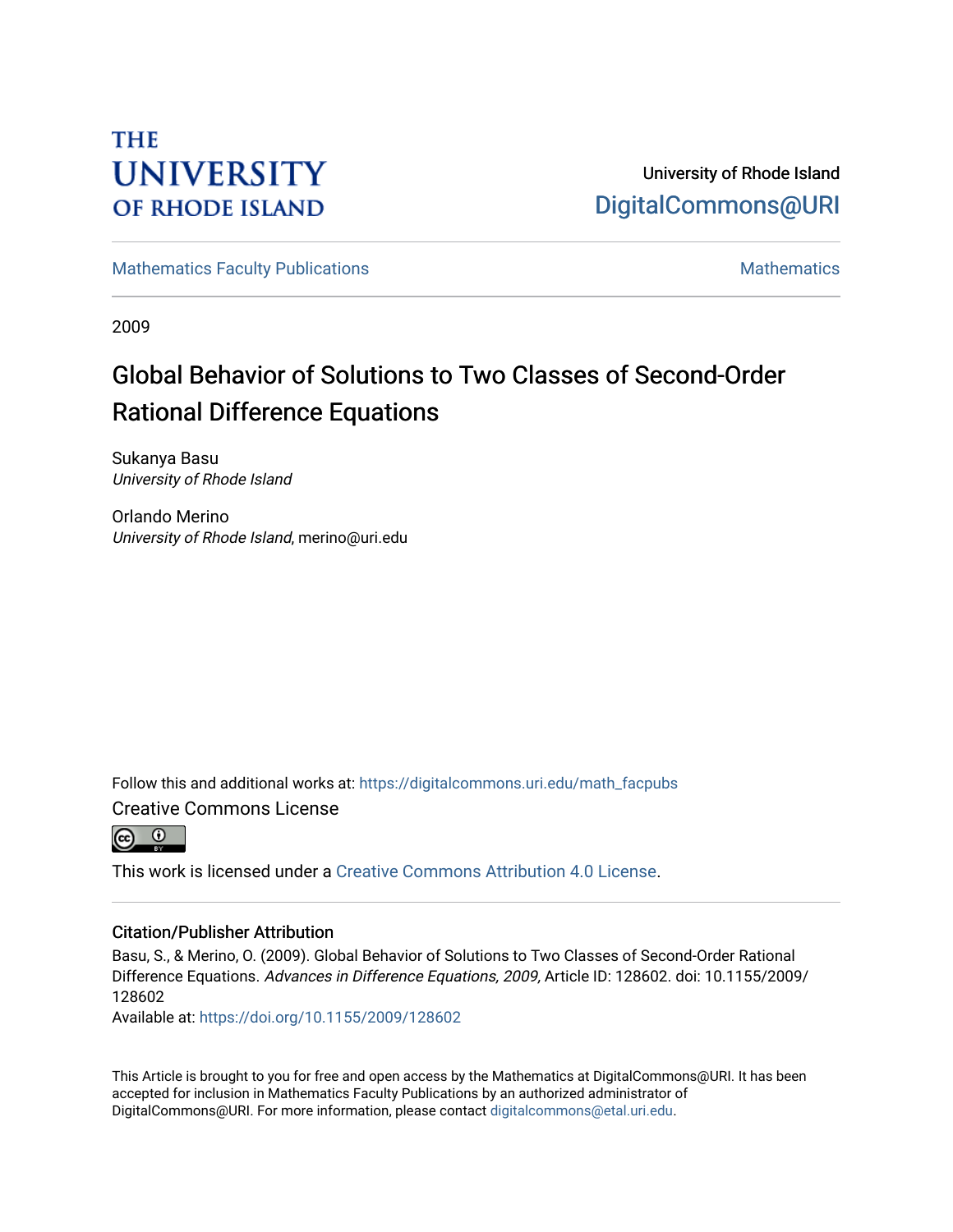THE UNIVERSITY OF RHODE ISLAND

University of Rhode Island
DigitalCommons@URI

Mathematics Faculty Publications | Mathematics

2009

# Global Behavior of Solutions to Two Classes of Second-Order Rational Difference Equations

Sukanya Basu
*University of Rhode Island*

Orlando Merino
*University of Rhode Island*, merino@uri.edu

Follow this and additional works at: https://digitalcommons.uri.edu/math_facpubs

Creative Commons License

This work is licensed under a Creative Commons Attribution 4.0 License.

## Citation/Publisher Attribution

Basu, S., & Merino, O. (2009). Global Behavior of Solutions to Two Classes of Second-Order Rational Difference Equations. *Advances in Difference Equations, 2009,* Article ID: 128602. doi: 10.1155/2009/128602

Available at: https://doi.org/10.1155/2009/128602

This Article is brought to you for free and open access by the Mathematics at DigitalCommons@URI. It has been accepted for inclusion in Mathematics Faculty Publications by an authorized administrator of DigitalCommons@URI. For more information, please contact digitalcommons@etal.uri.edu.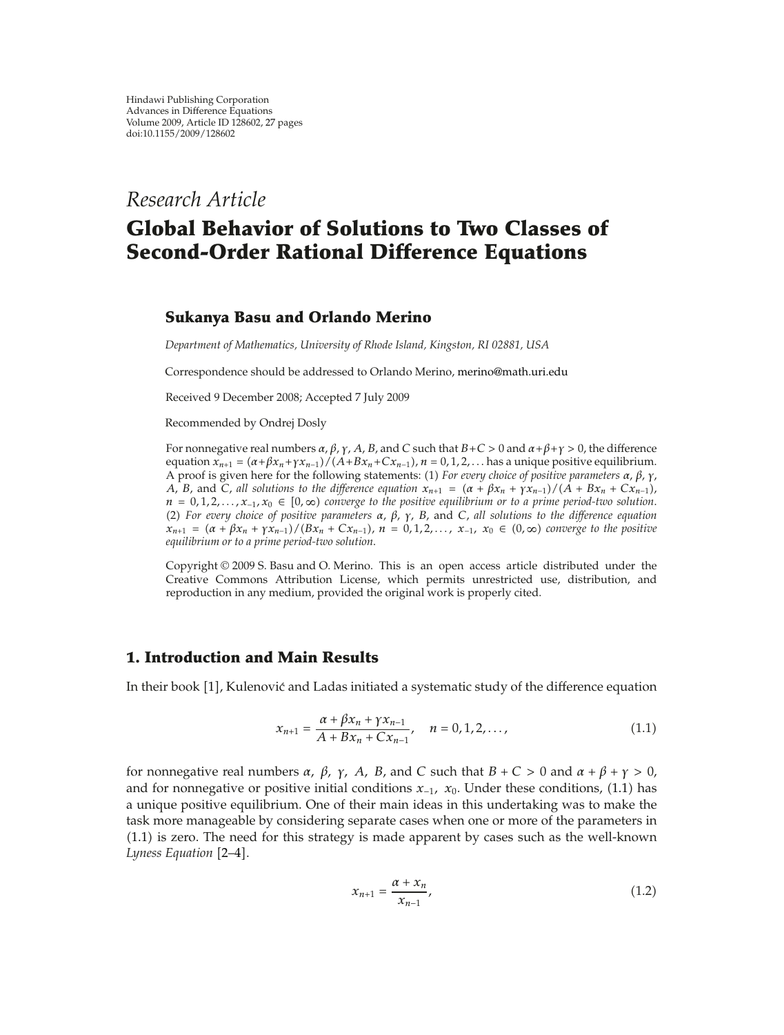Hindawi Publishing Corporation
Advances in Difference Equations
Volume 2009, Article ID 128602, 27 pages
doi:10.1155/2009/128602

*Research Article*

# Global Behavior of Solutions to Two Classes of Second-Order Rational Difference Equations

## Sukanya Basu and Orlando Merino

*Department of Mathematics, University of Rhode Island, Kingston, RI 02881, USA*

Correspondence should be addressed to Orlando Merino, merino@math.uri.edu

Received 9 December 2008; Accepted 7 July 2009

Recommended by Ondrej Dosly

For nonnegative real numbers $\alpha$, $\beta$, $\gamma$, $A$, $B$, and $C$ such that $B+C>0$ and $\alpha+\beta+\gamma>0$, the difference equation $x_{n+1}=(\alpha+\beta x_n+\gamma x_{n-1})/(A+Bx_n+Cx_{n-1})$, $n=0,1,2,\ldots$ has a unique positive equilibrium. A proof is given here for the following statements: (1) *For every choice of positive parameters* $\alpha$, $\beta$, $\gamma$, $A$, $B$, and $C$, *all solutions to the difference equation* $x_{n+1}=(\alpha+\beta x_n+\gamma x_{n-1})/(A+Bx_n+Cx_{n-1})$, $n=0,1,2,\ldots,x_{-1},x_0\in[0,\infty)$ *converge to the positive equilibrium or to a prime period-two solution.* (2) *For every choice of positive parameters* $\alpha$, $\beta$, $\gamma$, $B$, and $C$, *all solutions to the difference equation* $x_{n+1}=(\alpha+\beta x_n+\gamma x_{n-1})/(Bx_n+Cx_{n-1})$, $n=0,1,2,\ldots,$ $x_{-1}$, $x_0\in(0,\infty)$ *converge to the positive equilibrium or to a prime period-two solution.*

Copyright © 2009 S. Basu and O. Merino. This is an open access article distributed under the Creative Commons Attribution License, which permits unrestricted use, distribution, and reproduction in any medium, provided the original work is properly cited.

## 1. Introduction and Main Results

In their book [1], Kulenović and Ladas initiated a systematic study of the difference equation

$$x_{n+1}=\frac{\alpha+\beta x_n+\gamma x_{n-1}}{A+Bx_n+Cx_{n-1}},\quad n=0,1,2,\ldots,\tag{1.1}$$

for nonnegative real numbers $\alpha$, $\beta$, $\gamma$, $A$, $B$, and $C$ such that $B+C>0$ and $\alpha+\beta+\gamma>0$, and for nonnegative or positive initial conditions $x_{-1}$, $x_0$. Under these conditions, (1.1) has a unique positive equilibrium. One of their main ideas in this undertaking was to make the task more manageable by considering separate cases when one or more of the parameters in (1.1) is zero. The need for this strategy is made apparent by cases such as the well-known *Lyness Equation* [2–4].

$$x_{n+1}=\frac{\alpha+x_n}{x_{n-1}},\tag{1.2}$$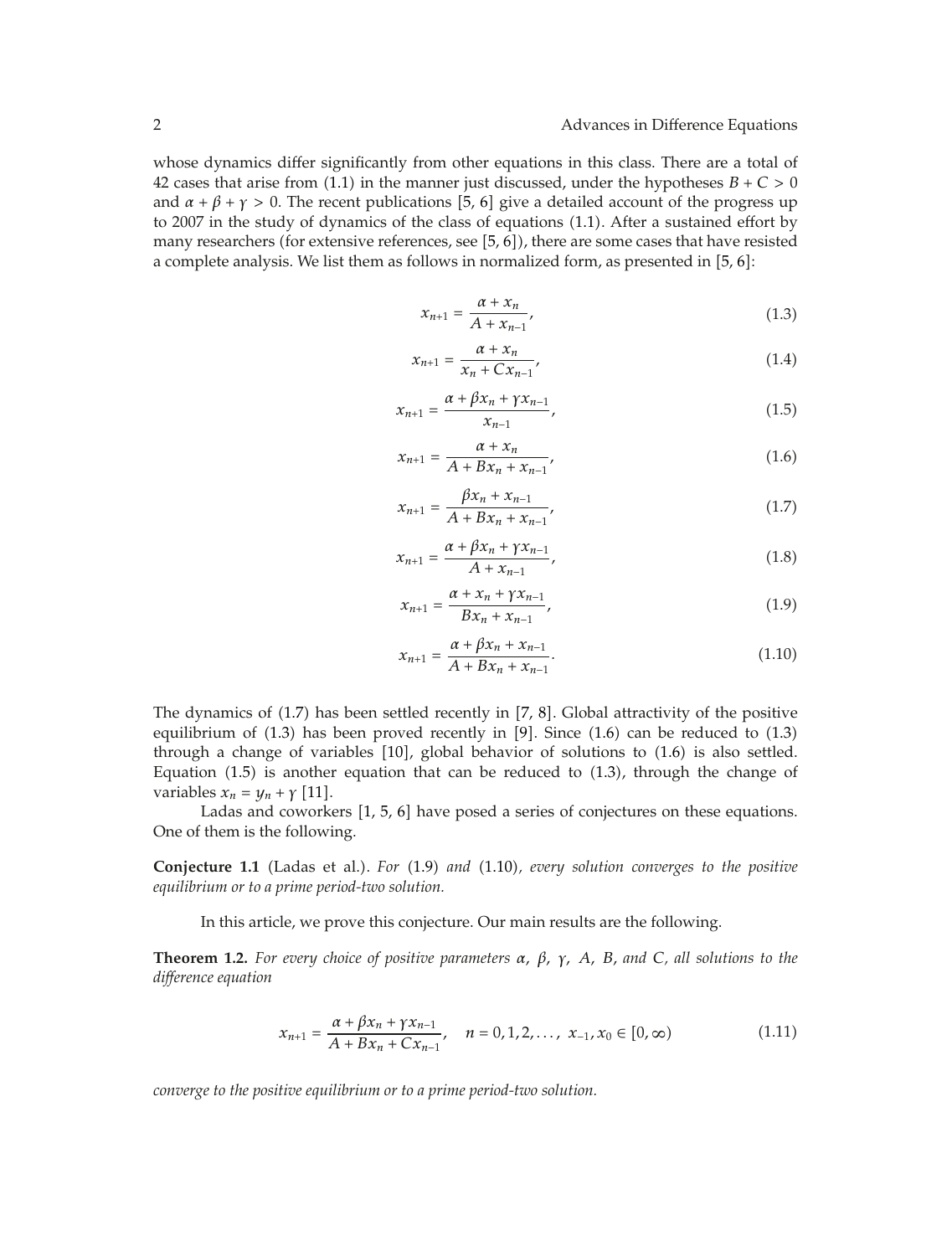whose dynamics differ significantly from other equations in this class. There are a total of 42 cases that arise from (1.1) in the manner just discussed, under the hypotheses $B + C > 0$ and $\alpha + \beta + \gamma > 0$. The recent publications [5, 6] give a detailed account of the progress up to 2007 in the study of dynamics of the class of equations (1.1). After a sustained effort by many researchers (for extensive references, see [5, 6]), there are some cases that have resisted a complete analysis. We list them as follows in normalized form, as presented in [5, 6]:

$$x_{n+1} = \frac{\alpha + x_n}{A + x_{n-1}}, \tag{1.3}$$

$$x_{n+1} = \frac{\alpha + x_n}{x_n + Cx_{n-1}}, \tag{1.4}$$

$$x_{n+1} = \frac{\alpha + \beta x_n + \gamma x_{n-1}}{x_{n-1}}, \tag{1.5}$$

$$x_{n+1} = \frac{\alpha + x_n}{A + Bx_n + x_{n-1}}, \tag{1.6}$$

$$x_{n+1} = \frac{\beta x_n + x_{n-1}}{A + Bx_n + x_{n-1}}, \tag{1.7}$$

$$x_{n+1} = \frac{\alpha + \beta x_n + \gamma x_{n-1}}{A + x_{n-1}}, \tag{1.8}$$

$$x_{n+1} = \frac{\alpha + x_n + \gamma x_{n-1}}{Bx_n + x_{n-1}}, \tag{1.9}$$

$$x_{n+1} = \frac{\alpha + \beta x_n + x_{n-1}}{A + Bx_n + x_{n-1}}. \tag{1.10}$$

The dynamics of (1.7) has been settled recently in [7, 8]. Global attractivity of the positive equilibrium of (1.3) has been proved recently in [9]. Since (1.6) can be reduced to (1.3) through a change of variables [10], global behavior of solutions to (1.6) is also settled. Equation (1.5) is another equation that can be reduced to (1.3), through the change of variables $x_n = y_n + \gamma$ [11].

Ladas and coworkers [1, 5, 6] have posed a series of conjectures on these equations. One of them is the following.

**Conjecture 1.1** (Ladas et al.). *For* (1.9) *and* (1.10)*, every solution converges to the positive equilibrium or to a prime period-two solution.*

In this article, we prove this conjecture. Our main results are the following.

**Theorem 1.2.** *For every choice of positive parameters $\alpha$, $\beta$, $\gamma$, $A$, $B$, and $C$, all solutions to the difference equation*

$$x_{n+1} = \frac{\alpha + \beta x_n + \gamma x_{n-1}}{A + Bx_n + Cx_{n-1}}, \quad n = 0, 1, 2, \ldots, \ x_{-1}, x_0 \in [0, \infty) \tag{1.11}$$

*converge to the positive equilibrium or to a prime period-two solution.*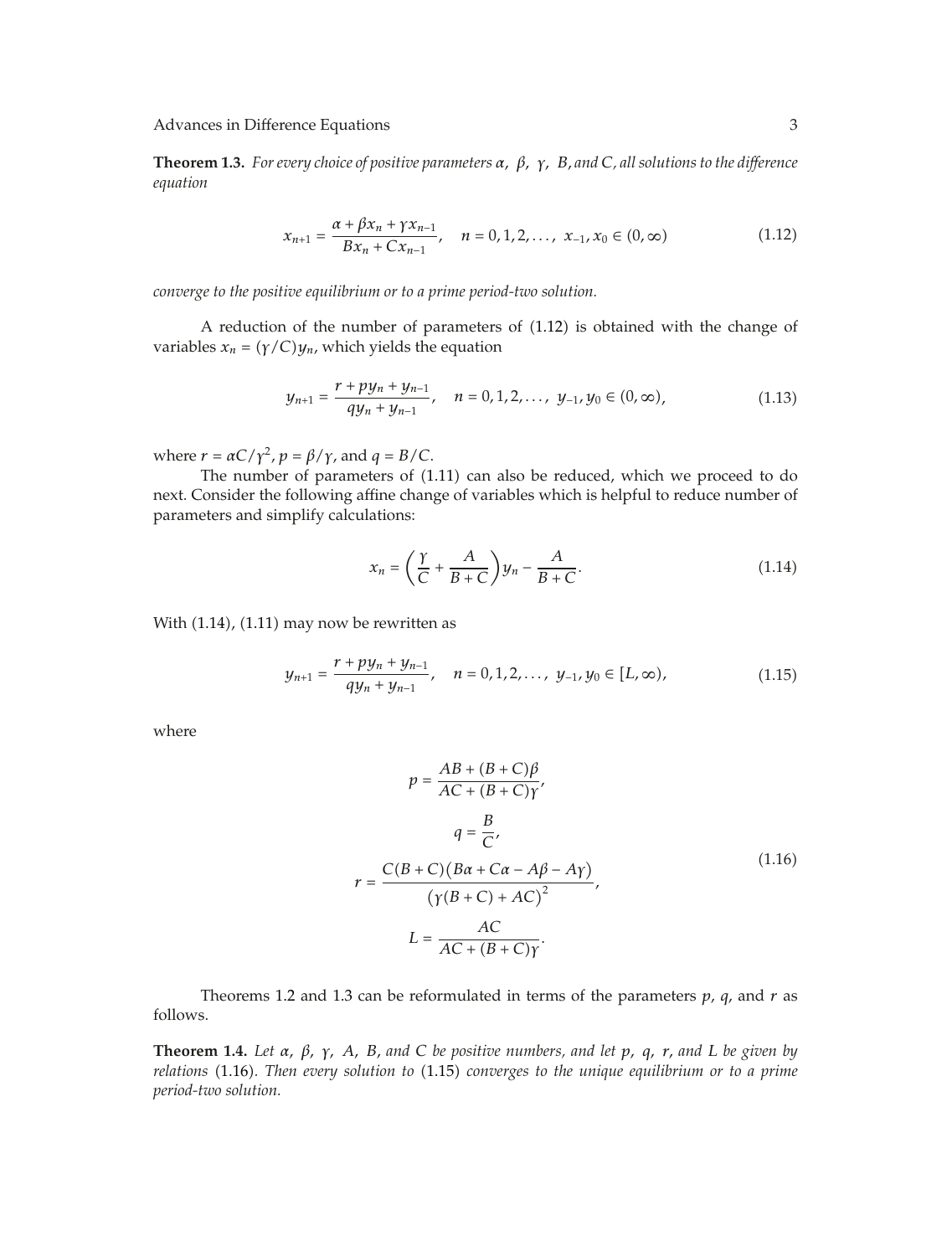**Theorem 1.3.** *For every choice of positive parameters $\alpha$, $\beta$, $\gamma$, $B$, and $C$, all solutions to the difference equation*

$$x_{n+1} = \frac{\alpha + \beta x_n + \gamma x_{n-1}}{B x_n + C x_{n-1}}, \quad n = 0, 1, 2, \ldots, \; x_{-1}, x_0 \in (0, \infty) \tag{1.12}$$

*converge to the positive equilibrium or to a prime period-two solution.*

A reduction of the number of parameters of (1.12) is obtained with the change of variables $x_n = (\gamma/C) y_n$, which yields the equation

$$y_{n+1} = \frac{r + p y_n + y_{n-1}}{q y_n + y_{n-1}}, \quad n = 0, 1, 2, \ldots, \; y_{-1}, y_0 \in (0, \infty), \tag{1.13}$$

where $r = \alpha C/\gamma^2$, $p = \beta/\gamma$, and $q = B/C$.

The number of parameters of (1.11) can also be reduced, which we proceed to do next. Consider the following affine change of variables which is helpful to reduce number of parameters and simplify calculations:

$$x_n = \left(\frac{\gamma}{C} + \frac{A}{B + C}\right) y_n - \frac{A}{B + C}. \tag{1.14}$$

With (1.14), (1.11) may now be rewritten as

$$y_{n+1} = \frac{r + p y_n + y_{n-1}}{q y_n + y_{n-1}}, \quad n = 0, 1, 2, \ldots, \; y_{-1}, y_0 \in [L, \infty), \tag{1.15}$$

where

$$\begin{gathered}
p = \frac{AB + (B + C)\beta}{AC + (B + C)\gamma}, \\
q = \frac{B}{C}, \\
r = \frac{C(B + C)\left(B\alpha + C\alpha - A\beta - A\gamma\right)}{\left(\gamma(B + C) + AC\right)^2}, \\
L = \frac{AC}{AC + (B + C)\gamma}.
\end{gathered} \tag{1.16}$$

Theorems 1.2 and 1.3 can be reformulated in terms of the parameters $p$, $q$, and $r$ as follows.

**Theorem 1.4.** *Let $\alpha$, $\beta$, $\gamma$, $A$, $B$, and $C$ be positive numbers, and let $p$, $q$, $r$, and $L$ be given by relations* (1.16)*. Then every solution to* (1.15) *converges to the unique equilibrium or to a prime period-two solution.*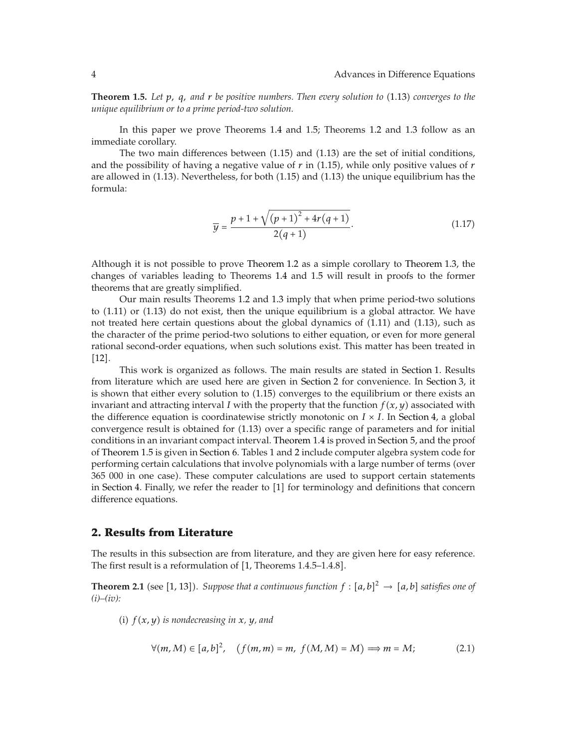**Theorem 1.5.** *Let $p$, $q$, and $r$ be positive numbers. Then every solution to* (1.13) *converges to the unique equilibrium or to a prime period-two solution.*

In this paper we prove Theorems 1.4 and 1.5; Theorems 1.2 and 1.3 follow as an immediate corollary.

The two main differences between (1.15) and (1.13) are the set of initial conditions, and the possibility of having a negative value of $r$ in (1.15), while only positive values of $r$ are allowed in (1.13). Nevertheless, for both (1.15) and (1.13) the unique equilibrium has the formula:

$$\overline{y} = \frac{p+1+\sqrt{(p+1)^2+4r(q+1)}}{2(q+1)}. \tag{1.17}$$

Although it is not possible to prove Theorem 1.2 as a simple corollary to Theorem 1.3, the changes of variables leading to Theorems 1.4 and 1.5 will result in proofs to the former theorems that are greatly simplified.

Our main results Theorems 1.2 and 1.3 imply that when prime period-two solutions to (1.11) or (1.13) do not exist, then the unique equilibrium is a global attractor. We have not treated here certain questions about the global dynamics of (1.11) and (1.13), such as the character of the prime period-two solutions to either equation, or even for more general rational second-order equations, when such solutions exist. This matter has been treated in [12].

This work is organized as follows. The main results are stated in Section 1. Results from literature which are used here are given in Section 2 for convenience. In Section 3, it is shown that either every solution to (1.15) converges to the equilibrium or there exists an invariant and attracting interval $I$ with the property that the function $f(x,y)$ associated with the difference equation is coordinatewise strictly monotonic on $I \times I$. In Section 4, a global convergence result is obtained for (1.13) over a specific range of parameters and for initial conditions in an invariant compact interval. Theorem 1.4 is proved in Section 5, and the proof of Theorem 1.5 is given in Section 6. Tables 1 and 2 include computer algebra system code for performing certain calculations that involve polynomials with a large number of terms (over 365 000 in one case). These computer calculations are used to support certain statements in Section 4. Finally, we refer the reader to [1] for terminology and definitions that concern difference equations.

## 2. Results from Literature

The results in this subsection are from literature, and they are given here for easy reference. The first result is a reformulation of [1, Theorems 1.4.5–1.4.8].

**Theorem 2.1** (see [1, 13]). *Suppose that a continuous function $f : [a,b]^2 \to [a,b]$ satisfies one of (i)–(iv):*

(i) *$f(x,y)$ is nondecreasing in $x$, $y$, and*

$$\forall (m,M) \in [a,b]^2, \quad \left(f(m,m) = m,\ f(M,M) = M\right) \Longrightarrow m = M; \tag{2.1}$$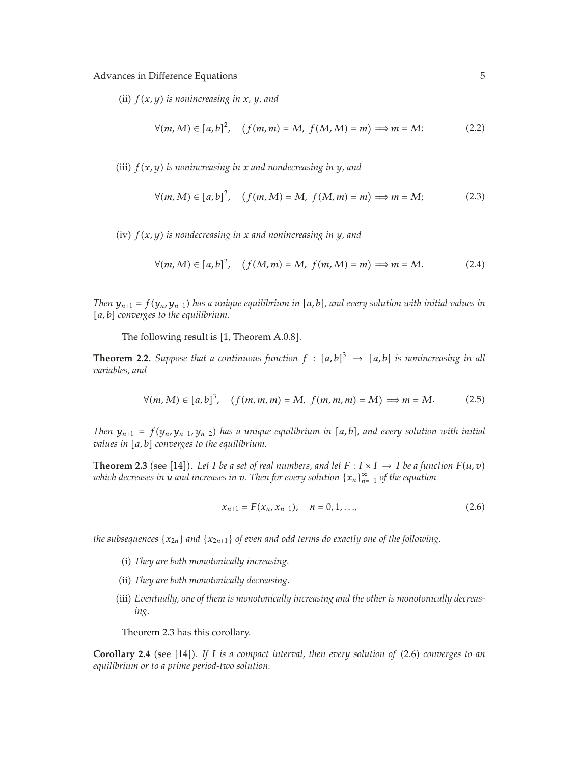(ii) *$f(x,y)$ is nonincreasing in $x$, $y$, and*

$$\forall (m,M) \in [a,b]^2, \quad (f(m,m) = M,\ f(M,M) = m) \Longrightarrow m = M; \tag{2.2}$$

(iii) *$f(x,y)$ is nonincreasing in $x$ and nondecreasing in $y$, and*

$$\forall (m,M) \in [a,b]^2, \quad (f(m,M) = M,\ f(M,m) = m) \Longrightarrow m = M; \tag{2.3}$$

(iv) *$f(x,y)$ is nondecreasing in $x$ and nonincreasing in $y$, and*

$$\forall (m,M) \in [a,b]^2, \quad (f(M,m) = M,\ f(m,M) = m) \Longrightarrow m = M. \tag{2.4}$$

*Then $y_{n+1} = f(y_n, y_{n-1})$ has a unique equilibrium in $[a,b]$, and every solution with initial values in $[a,b]$ converges to the equilibrium.*

The following result is [1, Theorem A.0.8].

**Theorem 2.2.** *Suppose that a continuous function $f : [a,b]^3 \to [a,b]$ is nonincreasing in all variables, and*

$$\forall (m,M) \in [a,b]^3, \quad (f(m,m,m) = M,\ f(m,m,m) = M) \Longrightarrow m = M. \tag{2.5}$$

*Then $y_{n+1} = f(y_n, y_{n-1}, y_{n-2})$ has a unique equilibrium in $[a,b]$, and every solution with initial values in $[a,b]$ converges to the equilibrium.*

**Theorem 2.3** (see [14]). *Let $I$ be a set of real numbers, and let $F : I \times I \to I$ be a function $F(u,v)$ which decreases in $u$ and increases in $v$. Then for every solution $\{x_n\}_{n=-1}^{\infty}$ of the equation*

$$x_{n+1} = F(x_n, x_{n-1}), \quad n = 0, 1, \ldots, \tag{2.6}$$

*the subsequences $\{x_{2n}\}$ and $\{x_{2n+1}\}$ of even and odd terms do exactly one of the following.*

(i) *They are both monotonically increasing.*

(ii) *They are both monotonically decreasing.*

(iii) *Eventually, one of them is monotonically increasing and the other is monotonically decreasing.*

Theorem 2.3 has this corollary.

**Corollary 2.4** (see [14]). *If $I$ is a compact interval, then every solution of* (2.6) *converges to an equilibrium or to a prime period-two solution.*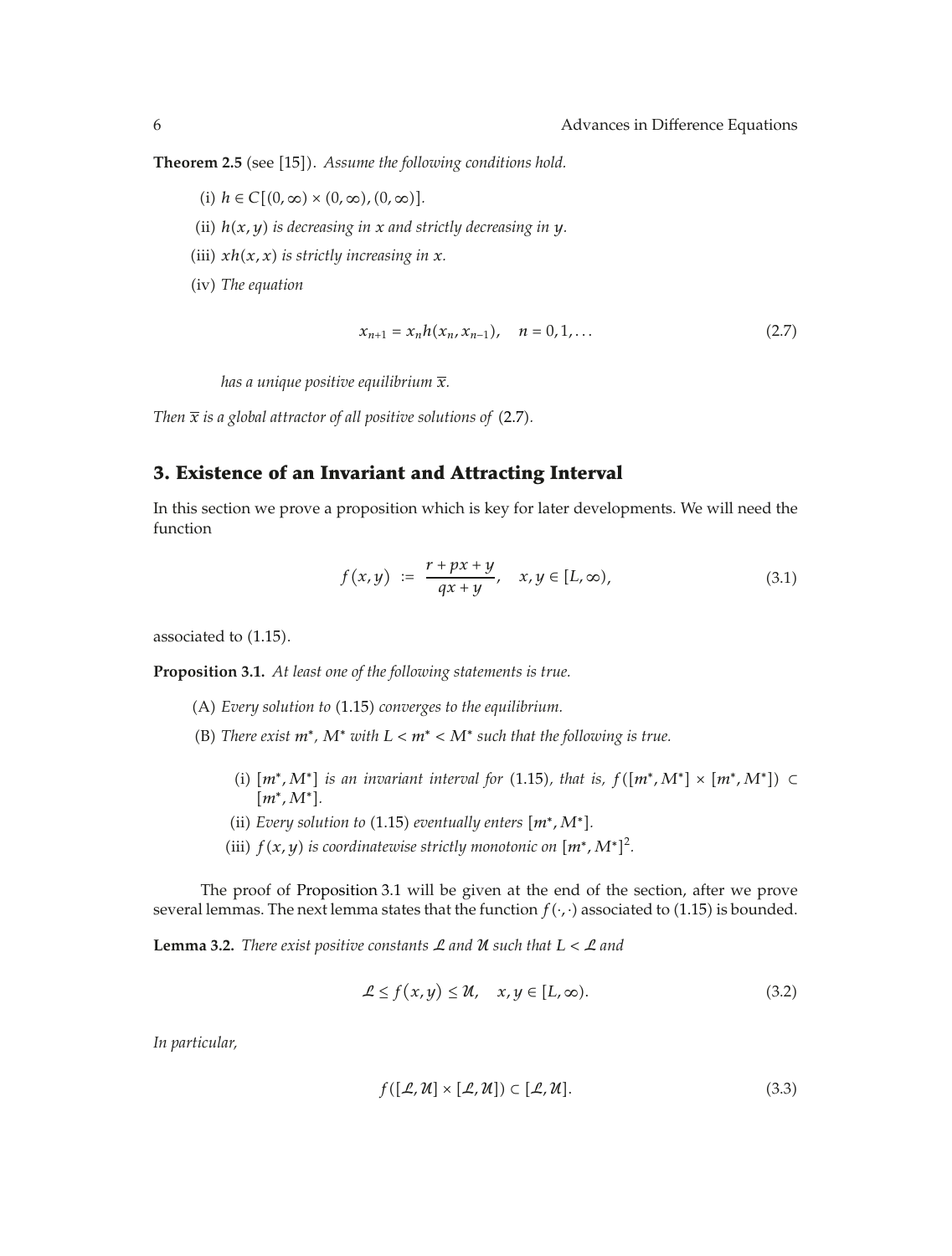**Theorem 2.5** (see [15]). *Assume the following conditions hold.*

(i) $h \in C[(0,\infty) \times (0,\infty), (0,\infty)]$.

(ii) $h(x,y)$ *is decreasing in* $x$ *and strictly decreasing in* $y$.

(iii) $xh(x,x)$ *is strictly increasing in* $x$.

(iv) *The equation*

$$x_{n+1} = x_n h(x_n, x_{n-1}), \quad n = 0, 1, \ldots \tag{2.7}$$

*has a unique positive equilibrium* $\overline{x}$.

*Then* $\overline{x}$ *is a global attractor of all positive solutions of* (2.7).

## 3. Existence of an Invariant and Attracting Interval

In this section we prove a proposition which is key for later developments. We will need the function

$$f(x,y) := \frac{r + px + y}{qx + y}, \quad x, y \in [L, \infty), \tag{3.1}$$

associated to (1.15).

**Proposition 3.1.** *At least one of the following statements is true.*

(A) *Every solution to* (1.15) *converges to the equilibrium.*

(B) *There exist* $m^*$, $M^*$ *with* $L < m^* < M^*$ *such that the following is true.*

  (i) $[m^*, M^*]$ *is an invariant interval for* (1.15), *that is,* $f([m^*, M^*] \times [m^*, M^*]) \subset [m^*, M^*]$.

  (ii) *Every solution to* (1.15) *eventually enters* $[m^*, M^*]$.

  (iii) $f(x,y)$ *is coordinatewise strictly monotonic on* $[m^*, M^*]^2$.

The proof of Proposition 3.1 will be given at the end of the section, after we prove several lemmas. The next lemma states that the function $f(\cdot,\cdot)$ associated to (1.15) is bounded.

**Lemma 3.2.** *There exist positive constants* $\mathcal{L}$ *and* $\mathcal{U}$ *such that* $L < \mathcal{L}$ *and*

$$\mathcal{L} \leq f(x,y) \leq \mathcal{U}, \quad x, y \in [L, \infty). \tag{3.2}$$

*In particular,*

$$f([\mathcal{L}, \mathcal{U}] \times [\mathcal{L}, \mathcal{U}]) \subset [\mathcal{L}, \mathcal{U}]. \tag{3.3}$$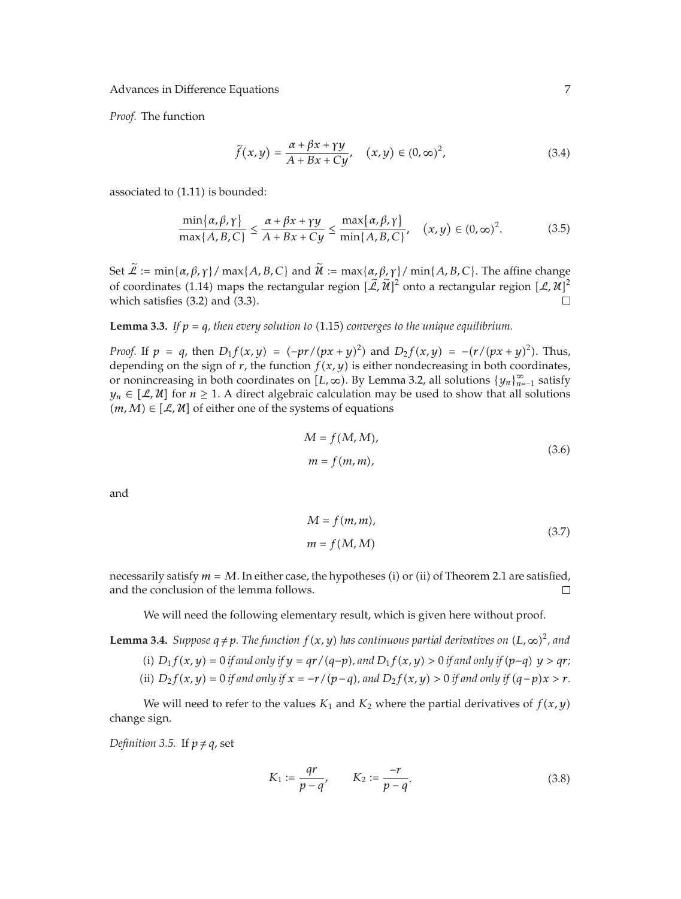*Proof.* The function

$$\tilde{f}(x,y) = \frac{\alpha + \beta x + \gamma y}{A + Bx + Cy}, \quad (x,y) \in (0,\infty)^2, \tag{3.4}$$

associated to (1.11) is bounded:

$$\frac{\min\{\alpha,\beta,\gamma\}}{\max\{A,B,C\}} \le \frac{\alpha + \beta x + \gamma y}{A + Bx + Cy} \le \frac{\max\{\alpha,\beta,\gamma\}}{\min\{A,B,C\}}, \quad (x,y) \in (0,\infty)^2. \tag{3.5}$$

Set $\tilde{\mathcal{L}} := \min\{\alpha,\beta,\gamma\}/\max\{A,B,C\}$ and $\tilde{\mathcal{U}} := \max\{\alpha,\beta,\gamma\}/\min\{A,B,C\}$. The affine change of coordinates (1.14) maps the rectangular region $[\tilde{\mathcal{L}},\tilde{\mathcal{U}}]^2$ onto a rectangular region $[\mathcal{L},\mathcal{U}]^2$ which satisfies (3.2) and (3.3). □

**Lemma 3.3.** *If $p = q$, then every solution to* (1.15) *converges to the unique equilibrium.*

*Proof.* If $p = q$, then $D_1 f(x,y) = (-pr/(px+y)^2)$ and $D_2 f(x,y) = -(r/(px+y)^2)$. Thus, depending on the sign of $r$, the function $f(x,y)$ is either nondecreasing in both coordinates, or nonincreasing in both coordinates on $[L,\infty)$. By Lemma 3.2, all solutions $\{y_n\}_{n=-1}^{\infty}$ satisfy $y_n \in [\mathcal{L},\mathcal{U}]$ for $n \ge 1$. A direct algebraic calculation may be used to show that all solutions $(m,M) \in [\mathcal{L},\mathcal{U}]$ of either one of the systems of equations

$$\begin{aligned} M &= f(M,M), \\ m &= f(m,m), \end{aligned} \tag{3.6}$$

and

$$\begin{aligned} M &= f(m,m), \\ m &= f(M,M) \end{aligned} \tag{3.7}$$

necessarily satisfy $m = M$. In either case, the hypotheses (i) or (ii) of Theorem 2.1 are satisfied, and the conclusion of the lemma follows. □

We will need the following elementary result, which is given here without proof.

**Lemma 3.4.** *Suppose $q \ne p$. The function $f(x,y)$ has continuous partial derivatives on $(L,\infty)^2$, and*

(i) *$D_1 f(x,y) = 0$ if and only if $y = qr/(q-p)$, and $D_1 f(x,y) > 0$ if and only if $(p-q)\ y > qr$;*

(ii) *$D_2 f(x,y) = 0$ if and only if $x = -r/(p-q)$, and $D_2 f(x,y) > 0$ if and only if $(q-p)x > r$.*

We will need to refer to the values $K_1$ and $K_2$ where the partial derivatives of $f(x,y)$ change sign.

*Definition 3.5.* If $p \ne q$, set

$$K_1 := \frac{qr}{p-q}, \qquad K_2 := \frac{-r}{p-q}. \tag{3.8}$$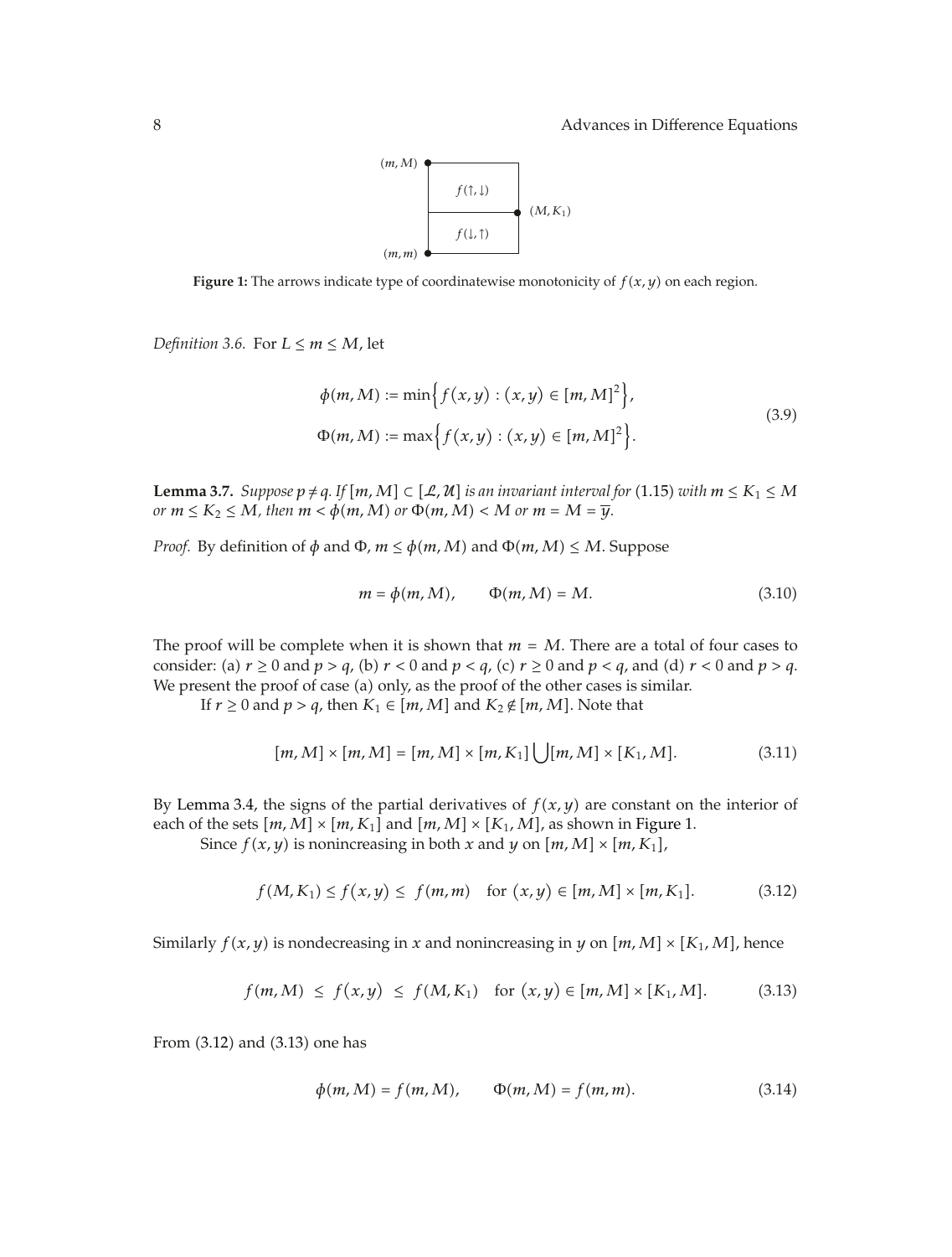Figure 1: The arrows indicate type of coordinatewise monotonicity of $f(x, y)$ on each region.

*Definition 3.6.* For $L \le m \le M$, let

$$\begin{aligned}
\phi(m, M) &:= \min\left\{ f(x, y) : (x, y) \in [m, M]^2 \right\}, \\
\Phi(m, M) &:= \max\left\{ f(x, y) : (x, y) \in [m, M]^2 \right\}.
\end{aligned} \tag{3.9}$$

**Lemma 3.7.** *Suppose $p \ne q$. If $[m, M] \subset [\mathcal{L}, \mathcal{U}]$ is an invariant interval for (1.15) with $m \le K_1 \le M$ or $m \le K_2 \le M$, then $m < \phi(m, M)$ or $\Phi(m, M) < M$ or $m = M = \overline{y}$.*

*Proof.* By definition of $\phi$ and $\Phi$, $m \le \phi(m, M)$ and $\Phi(m, M) \le M$. Suppose

$$m = \phi(m, M), \qquad \Phi(m, M) = M. \tag{3.10}$$

The proof will be complete when it is shown that $m = M$. There are a total of four cases to consider: (a) $r \ge 0$ and $p > q$, (b) $r < 0$ and $p < q$, (c) $r \ge 0$ and $p < q$, and (d) $r < 0$ and $p > q$. We present the proof of case (a) only, as the proof of the other cases is similar.

If $r \ge 0$ and $p > q$, then $K_1 \in [m, M]$ and $K_2 \notin [m, M]$. Note that

$$[m, M] \times [m, M] = [m, M] \times [m, K_1] \bigcup [m, M] \times [K_1, M]. \tag{3.11}$$

By Lemma 3.4, the signs of the partial derivatives of $f(x, y)$ are constant on the interior of each of the sets $[m, M] \times [m, K_1]$ and $[m, M] \times [K_1, M]$, as shown in Figure 1.

Since $f(x, y)$ is nonincreasing in both $x$ and $y$ on $[m, M] \times [m, K_1]$,

$$f(M, K_1) \le f(x, y) \le f(m, m) \quad \text{for } (x, y) \in [m, M] \times [m, K_1]. \tag{3.12}$$

Similarly $f(x, y)$ is nondecreasing in $x$ and nonincreasing in $y$ on $[m, M] \times [K_1, M]$, hence

$$f(m, M) \le f(x, y) \le f(M, K_1) \quad \text{for } (x, y) \in [m, M] \times [K_1, M]. \tag{3.13}$$

From (3.12) and (3.13) one has

$$\phi(m, M) = f(m, M), \qquad \Phi(m, M) = f(m, m). \tag{3.14}$$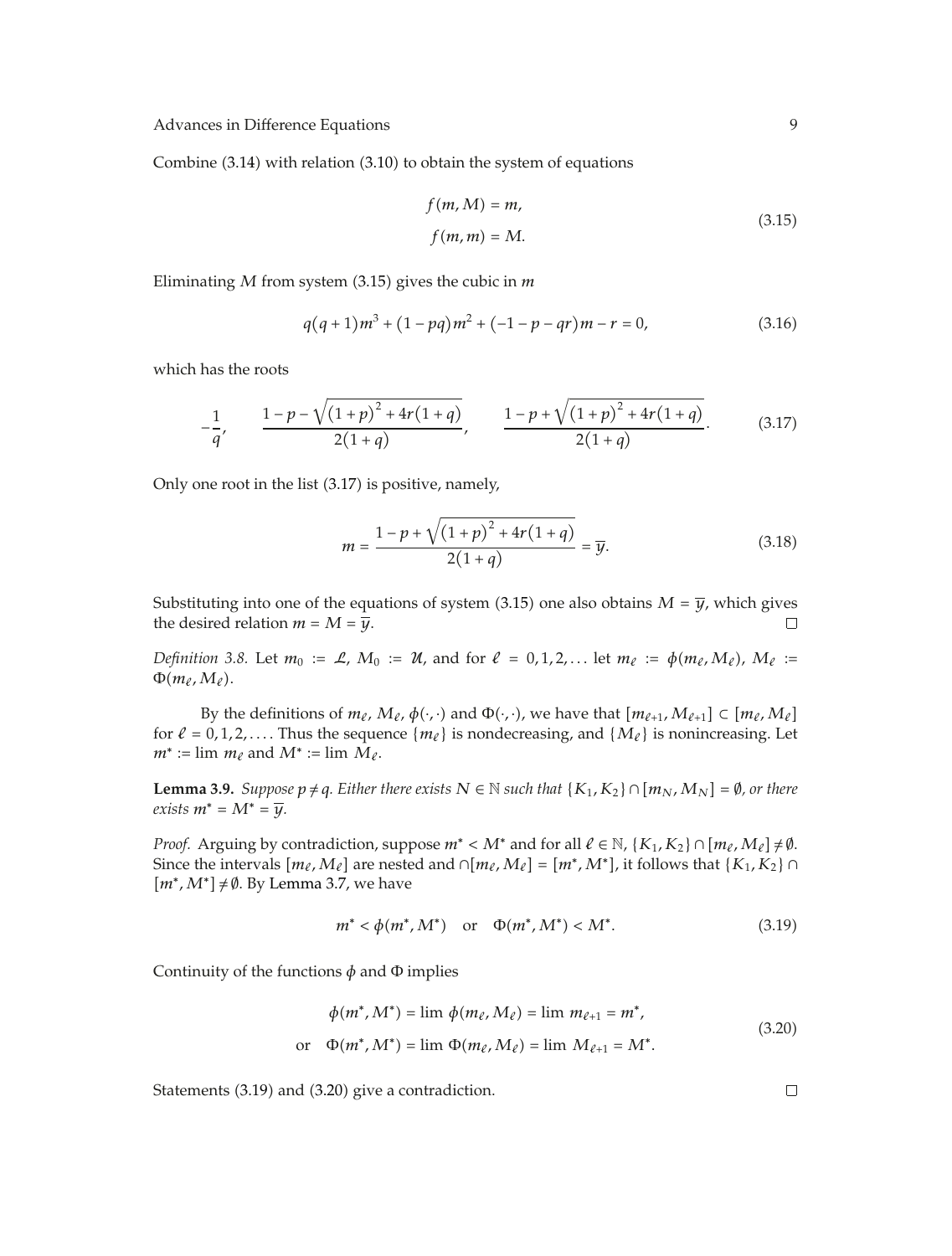Combine (3.14) with relation (3.10) to obtain the system of equations

$$
\begin{aligned}
f(m, M) &= m, \\
f(m, m) &= M.
\end{aligned}
\tag{3.15}
$$

Eliminating $M$ from system (3.15) gives the cubic in $m$

$$
q(q+1)m^3 + (1 - pq)m^2 + (-1 - p - qr)m - r = 0, \tag{3.16}
$$

which has the roots

$$
-\frac{1}{q}, \qquad \frac{1 - p - \sqrt{(1+p)^2 + 4r(1+q)}}{2(1+q)}, \qquad \frac{1 - p + \sqrt{(1+p)^2 + 4r(1+q)}}{2(1+q)}. \tag{3.17}
$$

Only one root in the list (3.17) is positive, namely,

$$
m = \frac{1 - p + \sqrt{(1+p)^2 + 4r(1+q)}}{2(1+q)} = \overline{y}. \tag{3.18}
$$

Substituting into one of the equations of system (3.15) one also obtains $M = \overline{y}$, which gives the desired relation $m = M = \overline{y}$. □

*Definition 3.8.* Let $m_0 := \mathcal{L}$, $M_0 := \mathcal{U}$, and for $\ell = 0, 1, 2, \ldots$ let $m_\ell := \phi(m_\ell, M_\ell)$, $M_\ell := \Phi(m_\ell, M_\ell)$.

By the definitions of $m_\ell$, $M_\ell$, $\phi(\cdot,\cdot)$ and $\Phi(\cdot,\cdot)$, we have that $[m_{\ell+1}, M_{\ell+1}] \subset [m_\ell, M_\ell]$ for $\ell = 0, 1, 2, \ldots$. Thus the sequence $\{m_\ell\}$ is nondecreasing, and $\{M_\ell\}$ is nonincreasing. Let $m^* := \lim m_\ell$ and $M^* := \lim M_\ell$.

**Lemma 3.9.** *Suppose $p \neq q$. Either there exists $N \in \mathbb{N}$ such that $\{K_1, K_2\} \cap [m_N, M_N] = \emptyset$, or there exists $m^* = M^* = \overline{y}$.*

*Proof.* Arguing by contradiction, suppose $m^* < M^*$ and for all $\ell \in \mathbb{N}$, $\{K_1, K_2\} \cap [m_\ell, M_\ell] \neq \emptyset$. Since the intervals $[m_\ell, M_\ell]$ are nested and $\cap [m_\ell, M_\ell] = [m^*, M^*]$, it follows that $\{K_1, K_2\} \cap [m^*, M^*] \neq \emptyset$. By Lemma 3.7, we have

$$
m^* < \phi(m^*, M^*) \quad \text{or} \quad \Phi(m^*, M^*) < M^*. \tag{3.19}
$$

Continuity of the functions $\phi$ and $\Phi$ implies

$$
\begin{aligned}
&\phi(m^*, M^*) = \lim \phi(m_\ell, M_\ell) = \lim m_{\ell+1} = m^*, \\
\text{or} \quad &\Phi(m^*, M^*) = \lim \Phi(m_\ell, M_\ell) = \lim M_{\ell+1} = M^*.
\end{aligned}
\tag{3.20}
$$

Statements (3.19) and (3.20) give a contradiction. □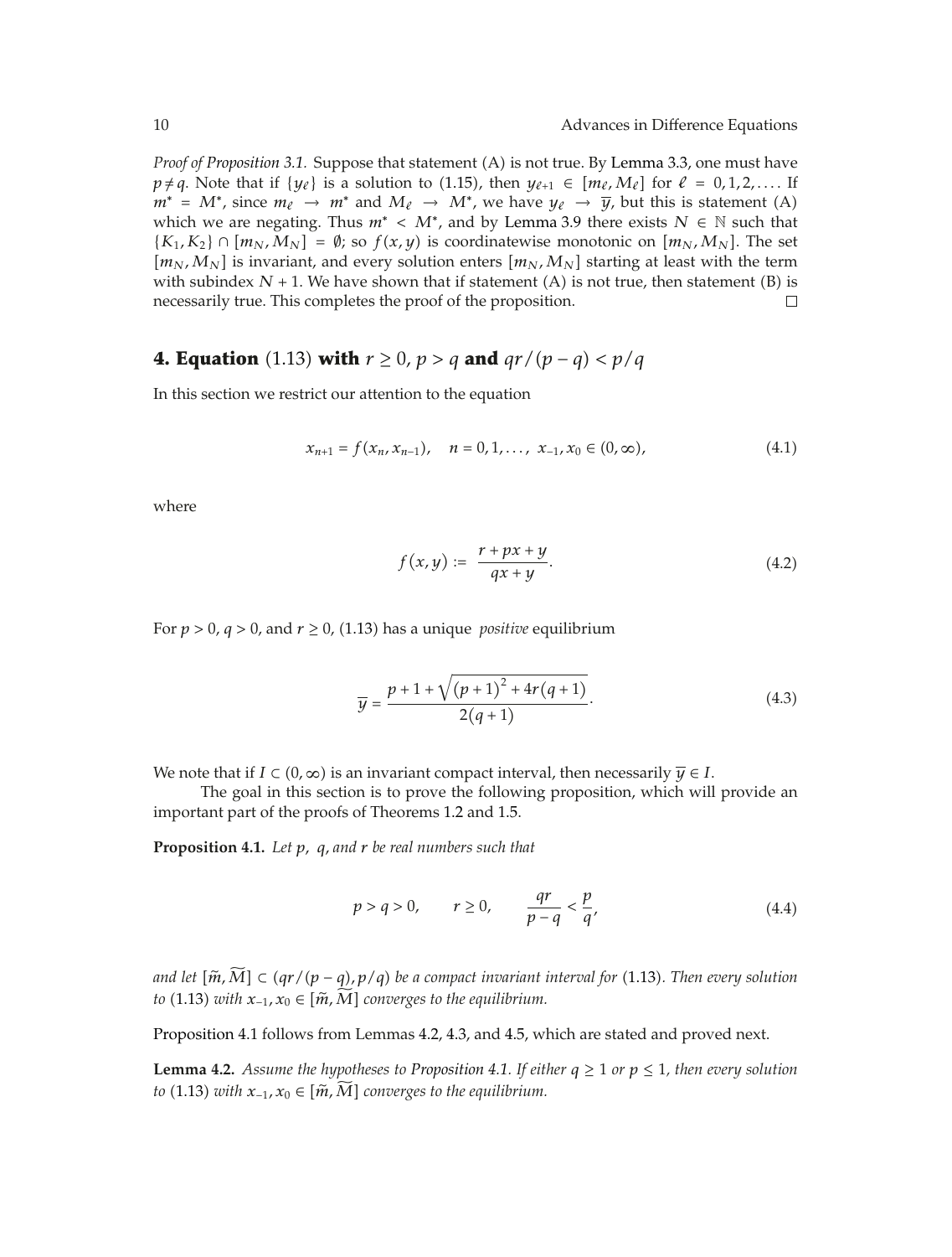*Proof of Proposition 3.1.* Suppose that statement (A) is not true. By Lemma 3.3, one must have $p \neq q$. Note that if $\{y_\ell\}$ is a solution to (1.15), then $y_{\ell+1} \in [m_\ell, M_\ell]$ for $\ell = 0, 1, 2, \ldots$. If $m^* = M^*$, since $m_\ell \to m^*$ and $M_\ell \to M^*$, we have $y_\ell \to \overline{y}$, but this is statement (A) which we are negating. Thus $m^* < M^*$, and by Lemma 3.9 there exists $N \in \mathbb{N}$ such that $\{K_1, K_2\} \cap [m_N, M_N] = \emptyset$; so $f(x, y)$ is coordinatewise monotonic on $[m_N, M_N]$. The set $[m_N, M_N]$ is invariant, and every solution enters $[m_N, M_N]$ starting at least with the term with subindex $N + 1$. We have shown that if statement (A) is not true, then statement (B) is necessarily true. This completes the proof of the proposition. □

## 4. Equation (1.13) with $r \geq 0$, $p > q$ and $qr/(p-q) < p/q$

In this section we restrict our attention to the equation

$$x_{n+1} = f(x_n, x_{n-1}), \quad n = 0, 1, \ldots, \; x_{-1}, x_0 \in (0, \infty), \tag{4.1}$$

where

$$f(x, y) := \frac{r + px + y}{qx + y}. \tag{4.2}$$

For $p > 0$, $q > 0$, and $r \geq 0$, (1.13) has a unique *positive* equilibrium

$$\overline{y} = \frac{p + 1 + \sqrt{(p+1)^2 + 4r(q+1)}}{2(q+1)}. \tag{4.3}$$

We note that if $I \subset (0, \infty)$ is an invariant compact interval, then necessarily $\overline{y} \in I$.

The goal in this section is to prove the following proposition, which will provide an important part of the proofs of Theorems 1.2 and 1.5.

**Proposition 4.1.** *Let $p$, $q$, and $r$ be real numbers such that*

$$p > q > 0, \qquad r \geq 0, \qquad \frac{qr}{p-q} < \frac{p}{q}, \tag{4.4}$$

*and let $[\widetilde{m}, \widetilde{M}] \subset (qr/(p-q), p/q)$ be a compact invariant interval for (1.13). Then every solution to (1.13) with $x_{-1}, x_0 \in [\widetilde{m}, \widetilde{M}]$ converges to the equilibrium.*

Proposition 4.1 follows from Lemmas 4.2, 4.3, and 4.5, which are stated and proved next.

**Lemma 4.2.** *Assume the hypotheses to Proposition 4.1. If either $q \geq 1$ or $p \leq 1$, then every solution to (1.13) with $x_{-1}, x_0 \in [\widetilde{m}, \widetilde{M}]$ converges to the equilibrium.*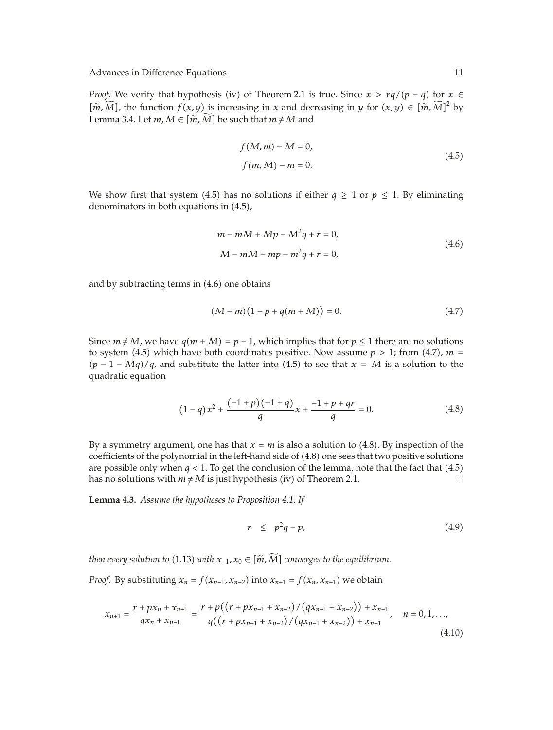*Proof.* We verify that hypothesis (iv) of Theorem 2.1 is true. Since $x > rq/(p-q)$ for $x \in [\widetilde{m}, \widetilde{M}]$, the function $f(x,y)$ is increasing in $x$ and decreasing in $y$ for $(x,y) \in [\widetilde{m}, \widetilde{M}]^2$ by Lemma 3.4. Let $m, M \in [\widetilde{m}, \widetilde{M}]$ be such that $m \neq M$ and

$$
\begin{aligned}
f(M,m) - M &= 0, \\
f(m,M) - m &= 0.
\end{aligned}
\tag{4.5}
$$

We show first that system (4.5) has no solutions if either $q \geq 1$ or $p \leq 1$. By eliminating denominators in both equations in (4.5),

$$
\begin{aligned}
m - mM + Mp - M^2 q + r &= 0, \\
M - mM + mp - m^2 q + r &= 0,
\end{aligned}
\tag{4.6}
$$

and by subtracting terms in (4.6) one obtains

$$
(M - m)\left(1 - p + q(m + M)\right) = 0. \tag{4.7}
$$

Since $m \neq M$, we have $q(m+M) = p - 1$, which implies that for $p \leq 1$ there are no solutions to system (4.5) which have both coordinates positive. Now assume $p > 1$; from (4.7), $m = (p - 1 - Mq)/q$, and substitute the latter into (4.5) to see that $x = M$ is a solution to the quadratic equation

$$
(1-q)x^2 + \frac{(-1+p)(-1+q)}{q}x + \frac{-1+p+qr}{q} = 0. \tag{4.8}
$$

By a symmetry argument, one has that $x = m$ is also a solution to (4.8). By inspection of the coefficients of the polynomial in the left-hand side of (4.8) one sees that two positive solutions are possible only when $q < 1$. To get the conclusion of the lemma, note that the fact that (4.5) has no solutions with $m \neq M$ is just hypothesis (iv) of Theorem 2.1. $\square$

**Lemma 4.3.** *Assume the hypotheses to Proposition 4.1. If*

$$
r \leq p^2 q - p, \tag{4.9}
$$

*then every solution to* (1.13) *with* $x_{-1}, x_0 \in [\widetilde{m}, \widetilde{M}]$ *converges to the equilibrium.*

*Proof.* By substituting $x_n = f(x_{n-1}, x_{n-2})$ into $x_{n+1} = f(x_n, x_{n-1})$ we obtain

$$
x_{n+1} = \frac{r + px_n + x_{n-1}}{qx_n + x_{n-1}} = \frac{r + p\left((r + px_{n-1} + x_{n-2})/(qx_{n-1} + x_{n-2})\right) + x_{n-1}}{q\left((r + px_{n-1} + x_{n-2})/(qx_{n-1} + x_{n-2})\right) + x_{n-1}}, \quad n = 0, 1, \ldots,
\tag{4.10}
$$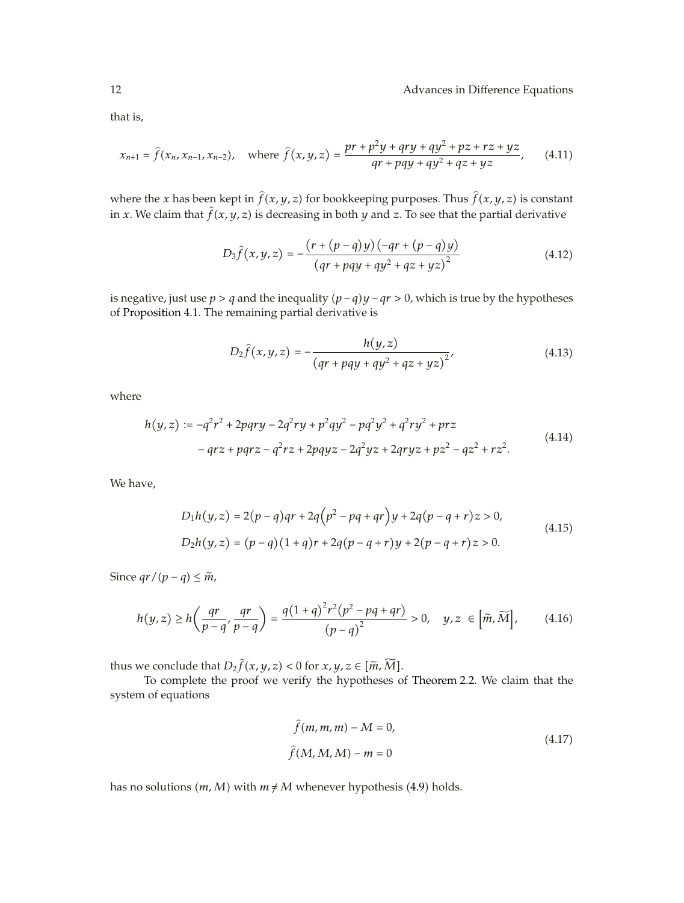that is,

$$x_{n+1} = \hat{f}(x_n, x_{n-1}, x_{n-2}), \quad \text{where } \hat{f}(x, y, z) = \frac{pr + p^2 y + qry + qy^2 + pz + rz + yz}{qr + pqy + qy^2 + qz + yz}, \tag{4.11}$$

where the $x$ has been kept in $\hat{f}(x, y, z)$ for bookkeeping purposes. Thus $\hat{f}(x, y, z)$ is constant in $x$. We claim that $\hat{f}(x, y, z)$ is decreasing in both $y$ and $z$. To see that the partial derivative

$$D_3 \hat{f}(x, y, z) = -\frac{(r + (p - q)y)(-qr + (p - q)y)}{(qr + pqy + qy^2 + qz + yz)^2} \tag{4.12}$$

is negative, just use $p > q$ and the inequality $(p - q)y - qr > 0$, which is true by the hypotheses of Proposition 4.1. The remaining partial derivative is

$$D_2 \hat{f}(x, y, z) = -\frac{h(y, z)}{(qr + pqy + qy^2 + qz + yz)^2}, \tag{4.13}$$

where

$$\begin{aligned} h(y, z) := &-q^2 r^2 + 2pqry - 2q^2 ry + p^2 qy^2 - pq^2 y^2 + q^2 ry^2 + prz \\ &- qrz + pqrz - q^2 rz + 2pqyz - 2q^2 yz + 2qryz + pz^2 - qz^2 + rz^2. \end{aligned} \tag{4.14}$$

We have,

$$\begin{aligned} D_1 h(y, z) &= 2(p - q)qr + 2q\left(p^2 - pq + qr\right)y + 2q(p - q + r)z > 0, \\ D_2 h(y, z) &= (p - q)(1 + q)r + 2q(p - q + r)y + 2(p - q + r)z > 0. \end{aligned} \tag{4.15}$$

Since $qr/(p - q) \leq \tilde{m}$,

$$h(y, z) \geq h\left(\frac{qr}{p - q}, \frac{qr}{p - q}\right) = \frac{q(1 + q)^2 r^2 (p^2 - pq + qr)}{(p - q)^2} > 0, \quad y, z \in \left[\tilde{m}, \widetilde{M}\right], \tag{4.16}$$

thus we conclude that $D_2 \hat{f}(x, y, z) < 0$ for $x, y, z \in [\tilde{m}, \widetilde{M}]$.

To complete the proof we verify the hypotheses of Theorem 2.2. We claim that the system of equations

$$\begin{aligned} \hat{f}(m, m, m) - M &= 0, \\ \hat{f}(M, M, M) - m &= 0 \end{aligned} \tag{4.17}$$

has no solutions $(m, M)$ with $m \neq M$ whenever hypothesis (4.9) holds.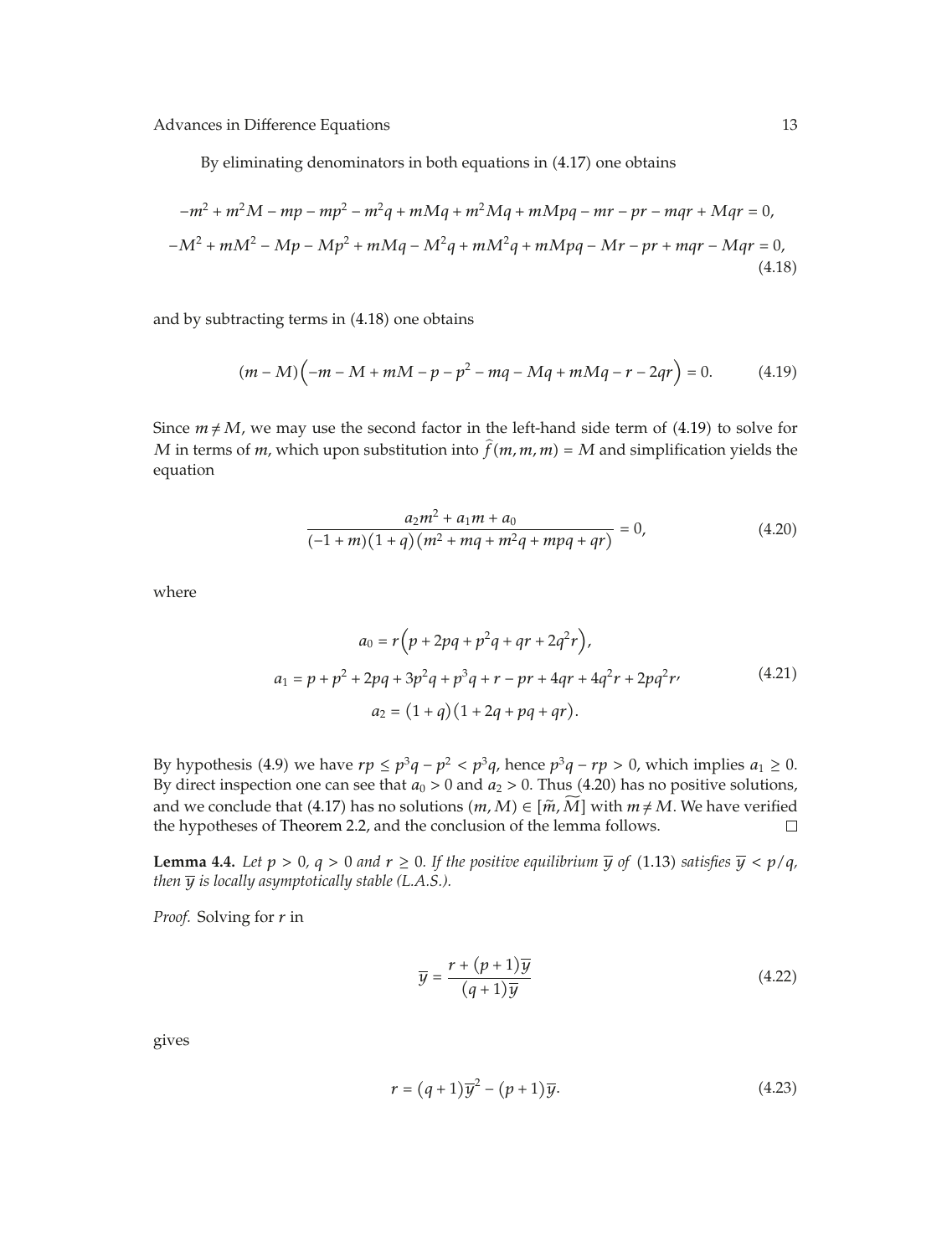By eliminating denominators in both equations in (4.17) one obtains

$$-m^2 + m^2 M - mp - mp^2 - m^2 q + mMq + m^2 Mq + mMpq - mr - pr - mqr + Mqr = 0,$$
$$-M^2 + mM^2 - Mp - Mp^2 + mMq - M^2 q + mM^2 q + mMpq - Mr - pr + mqr - Mqr = 0, \tag{4.18}$$

and by subtracting terms in (4.18) one obtains

$$(m - M)\left(-m - M + mM - p - p^2 - mq - Mq + mMq - r - 2qr\right) = 0. \tag{4.19}$$

Since $m \neq M$, we may use the second factor in the left-hand side term of (4.19) to solve for $M$ in terms of $m$, which upon substitution into $\widehat{f}(m, m, m) = M$ and simplification yields the equation

$$\frac{a_2 m^2 + a_1 m + a_0}{(-1 + m)(1 + q)(m^2 + mq + m^2 q + mpq + qr)} = 0, \tag{4.20}$$

where

$$a_0 = r\left(p + 2pq + p^2 q + qr + 2q^2 r\right),$$
$$a_1 = p + p^2 + 2pq + 3p^2 q + p^3 q + r - pr + 4qr + 4q^2 r + 2pq^2 r, \tag{4.21}$$
$$a_2 = (1 + q)(1 + 2q + pq + qr).$$

By hypothesis (4.9) we have $rp \leq p^3 q - p^2 < p^3 q$, hence $p^3 q - rp > 0$, which implies $a_1 \geq 0$. By direct inspection one can see that $a_0 > 0$ and $a_2 > 0$. Thus (4.20) has no positive solutions, and we conclude that (4.17) has no solutions $(m, M) \in [\widetilde{m}, \widetilde{M}]$ with $m \neq M$. We have verified the hypotheses of Theorem 2.2, and the conclusion of the lemma follows. □

**Lemma 4.4.** *Let $p > 0$, $q > 0$ and $r \geq 0$. If the positive equilibrium $\overline{y}$ of* (1.13) *satisfies $\overline{y} < p/q$, then $\overline{y}$ is locally asymptotically stable (L.A.S.).*

*Proof.* Solving for $r$ in

$$\overline{y} = \frac{r + (p + 1)\overline{y}}{(q + 1)\overline{y}} \tag{4.22}$$

gives

$$r = (q + 1)\overline{y}^2 - (p + 1)\overline{y}. \tag{4.23}$$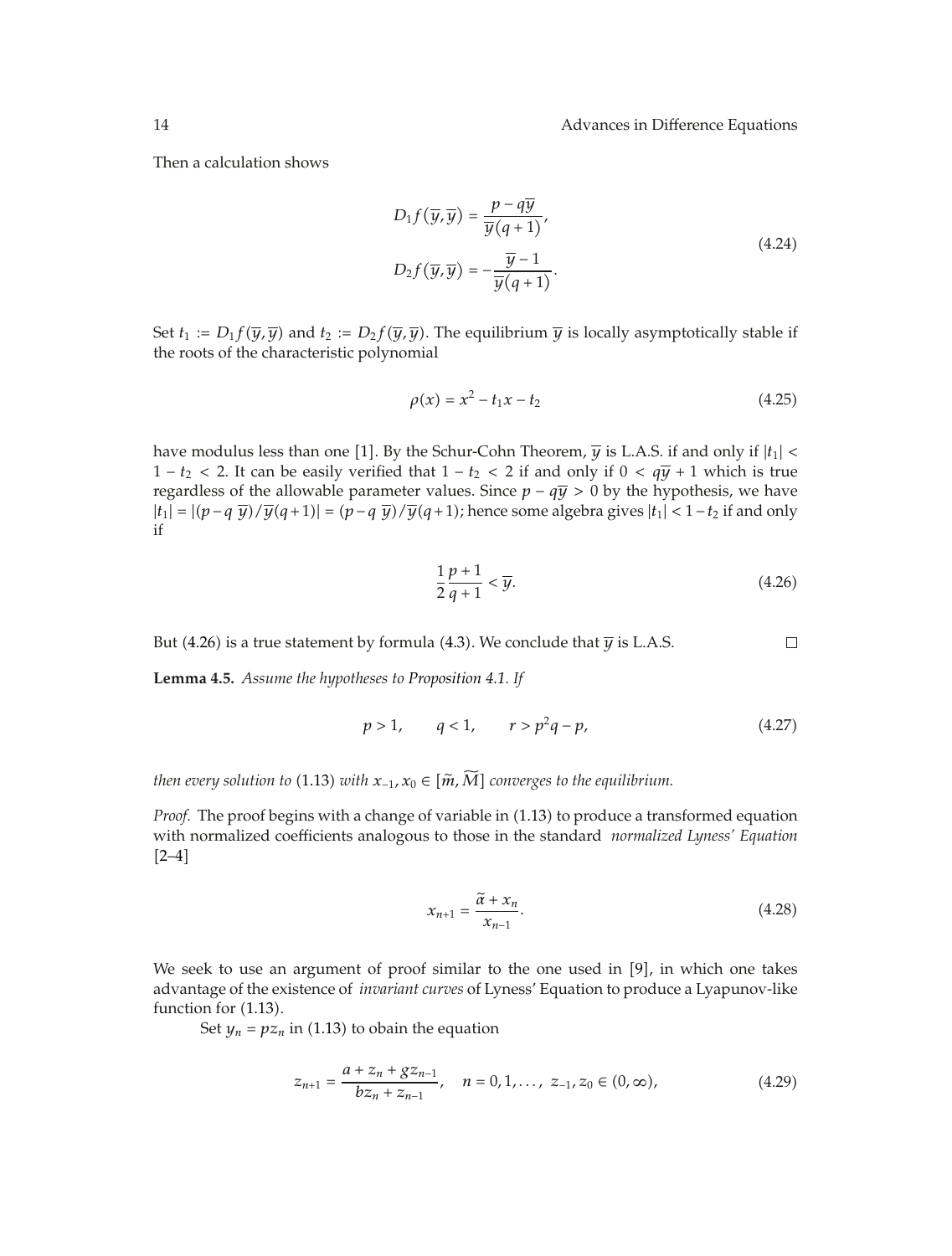Then a calculation shows

$$D_1 f(\overline{y}, \overline{y}) = \frac{p - q\overline{y}}{\overline{y}(q+1)},$$
$$D_2 f(\overline{y}, \overline{y}) = -\frac{\overline{y} - 1}{\overline{y}(q+1)}. \tag{4.24}$$

Set $t_1 := D_1 f(\overline{y}, \overline{y})$ and $t_2 := D_2 f(\overline{y}, \overline{y})$. The equilibrium $\overline{y}$ is locally asymptotically stable if the roots of the characteristic polynomial

$$\rho(x) = x^2 - t_1 x - t_2 \tag{4.25}$$

have modulus less than one [1]. By the Schur-Cohn Theorem, $\overline{y}$ is L.A.S. if and only if $|t_1| < 1 - t_2 < 2$. It can be easily verified that $1 - t_2 < 2$ if and only if $0 < q\overline{y} + 1$ which is true regardless of the allowable parameter values. Since $p - q\overline{y} > 0$ by the hypothesis, we have $|t_1| = |(p - q\,\overline{y})/\overline{y}(q+1)| = (p - q\,\overline{y})/\overline{y}(q+1)$; hence some algebra gives $|t_1| < 1 - t_2$ if and only if

$$\frac{1}{2}\frac{p+1}{q+1} < \overline{y}. \tag{4.26}$$

But (4.26) is a true statement by formula (4.3). We conclude that $\overline{y}$ is L.A.S. □

**Lemma 4.5.** *Assume the hypotheses to Proposition 4.1. If*

$$p > 1, \qquad q < 1, \qquad r > p^2 q - p, \tag{4.27}$$

*then every solution to* (1.13) *with* $x_{-1}, x_0 \in [\widetilde{m}, \widetilde{M}]$ *converges to the equilibrium.*

*Proof.* The proof begins with a change of variable in (1.13) to produce a transformed equation with normalized coefficients analogous to those in the standard *normalized Lyness' Equation* [2–4]

$$x_{n+1} = \frac{\widetilde{\alpha} + x_n}{x_{n-1}}. \tag{4.28}$$

We seek to use an argument of proof similar to the one used in [9], in which one takes advantage of the existence of *invariant curves* of Lyness' Equation to produce a Lyapunov-like function for (1.13).

Set $y_n = p z_n$ in (1.13) to obain the equation

$$z_{n+1} = \frac{a + z_n + g z_{n-1}}{b z_n + z_{n-1}}, \quad n = 0, 1, \ldots, \; z_{-1}, z_0 \in (0, \infty), \tag{4.29}$$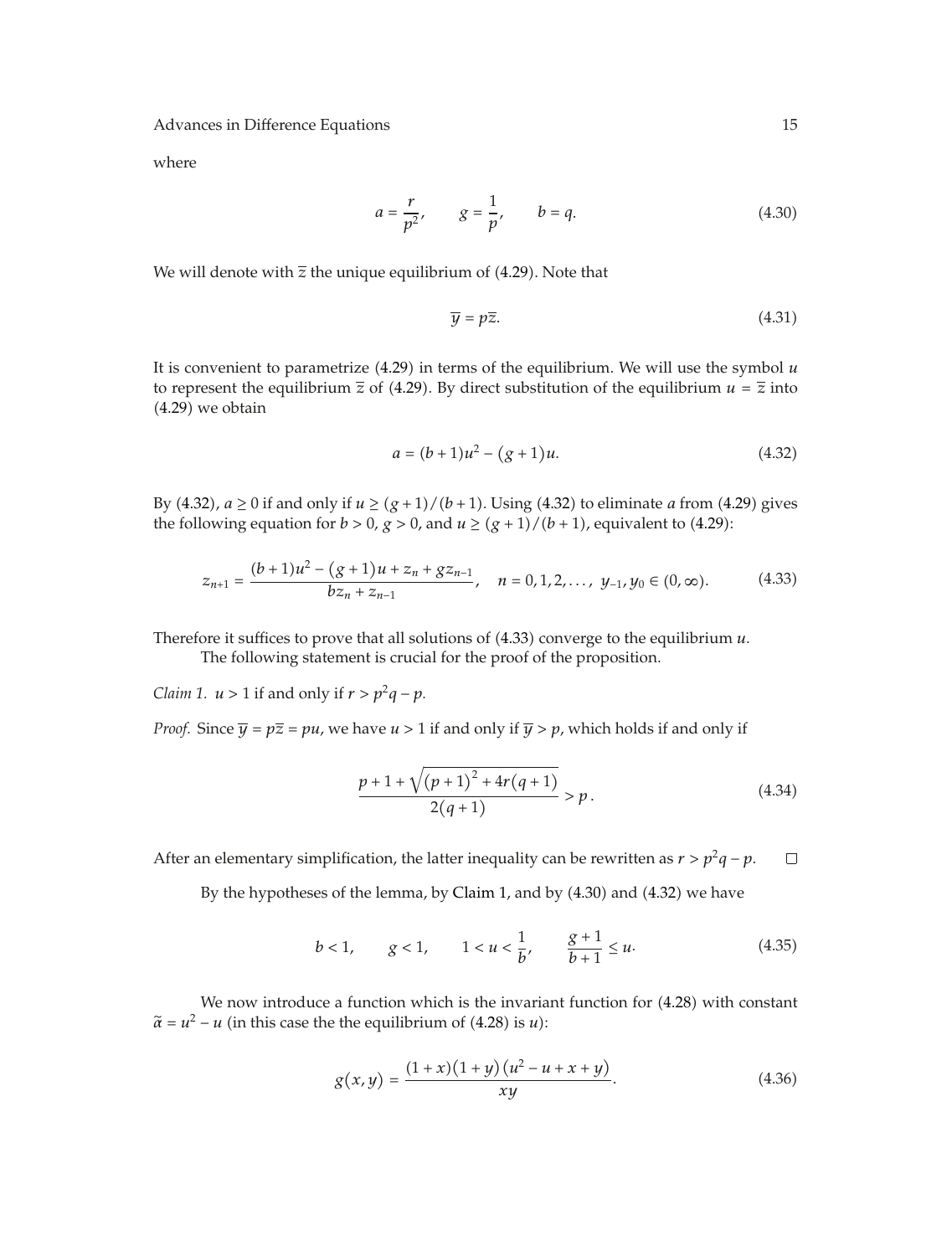where

$$a = \frac{r}{p^2}, \qquad g = \frac{1}{p}, \qquad b = q. \tag{4.30}$$

We will denote with $\overline{z}$ the unique equilibrium of (4.29). Note that

$$\overline{y} = p\overline{z}. \tag{4.31}$$

It is convenient to parametrize (4.29) in terms of the equilibrium. We will use the symbol $u$ to represent the equilibrium $\overline{z}$ of (4.29). By direct substitution of the equilibrium $u = \overline{z}$ into (4.29) we obtain

$$a = (b+1)u^2 - (g+1)u. \tag{4.32}$$

By (4.32), $a \geq 0$ if and only if $u \geq (g+1)/(b+1)$. Using (4.32) to eliminate $a$ from (4.29) gives the following equation for $b > 0$, $g > 0$, and $u \geq (g+1)/(b+1)$, equivalent to (4.29):

$$z_{n+1} = \frac{(b+1)u^2 - (g+1)u + z_n + g z_{n-1}}{b z_n + z_{n-1}}, \quad n = 0, 1, 2, \ldots, \; y_{-1}, y_0 \in (0, \infty). \tag{4.33}$$

Therefore it suffices to prove that all solutions of (4.33) converge to the equilibrium $u$.

The following statement is crucial for the proof of the proposition.

*Claim 1.* $u > 1$ if and only if $r > p^2 q - p$.

*Proof.* Since $\overline{y} = p\overline{z} = pu$, we have $u > 1$ if and only if $\overline{y} > p$, which holds if and only if

$$\frac{p + 1 + \sqrt{(p+1)^2 + 4r(q+1)}}{2(q+1)} > p\,. \tag{4.34}$$

After an elementary simplification, the latter inequality can be rewritten as $r > p^2 q - p$. □

By the hypotheses of the lemma, by Claim 1, and by (4.30) and (4.32) we have

$$b < 1, \qquad g < 1, \qquad 1 < u < \frac{1}{b}, \qquad \frac{g+1}{b+1} \leq u. \tag{4.35}$$

We now introduce a function which is the invariant function for (4.28) with constant $\widetilde{\alpha} = u^2 - u$ (in this case the the equilibrium of (4.28) is $u$):

$$g(x, y) = \frac{(1+x)(1+y)\left(u^2 - u + x + y\right)}{xy}. \tag{4.36}$$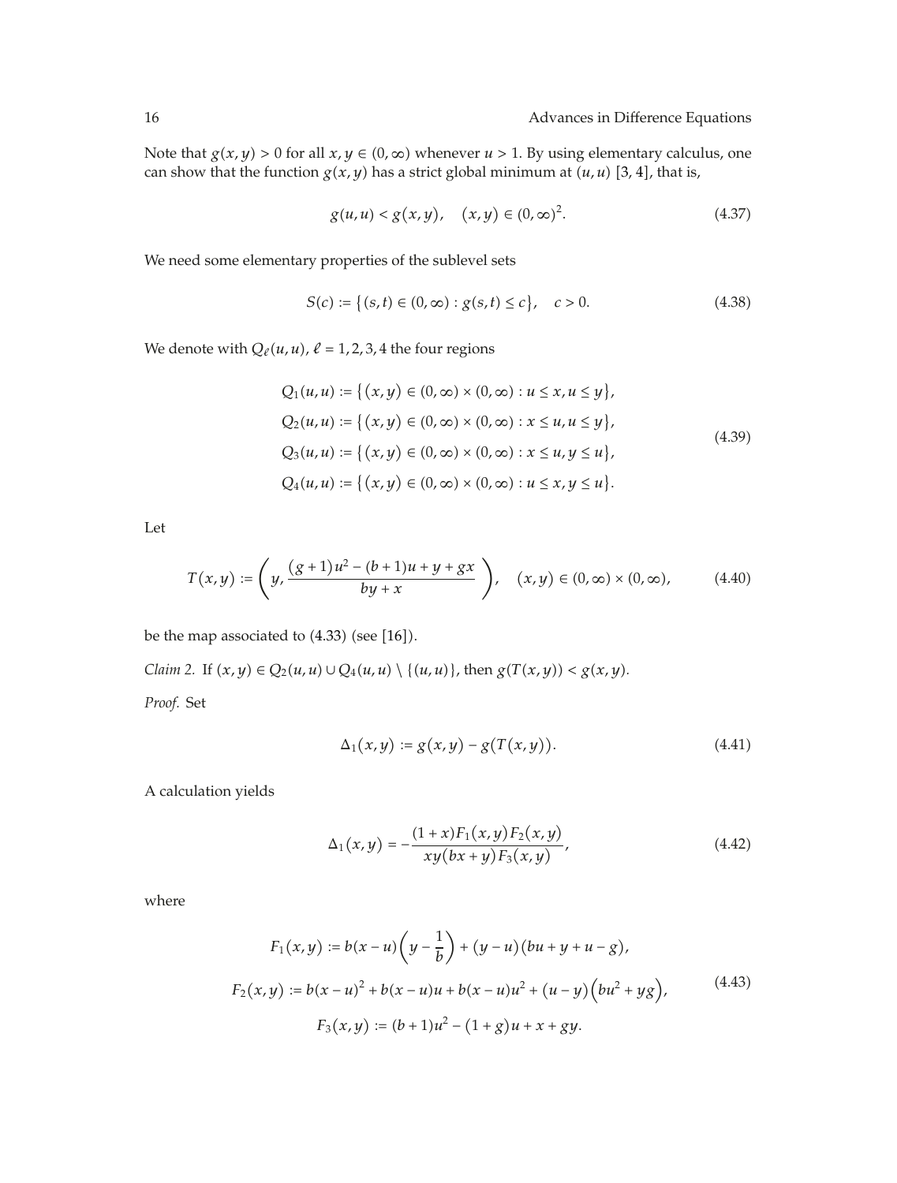Note that $g(x, y) > 0$ for all $x, y \in (0, \infty)$ whenever $u > 1$. By using elementary calculus, one can show that the function $g(x, y)$ has a strict global minimum at $(u, u)$ [3, 4], that is,

$$g(u, u) < g(x, y), \quad (x, y) \in (0, \infty)^2. \tag{4.37}$$

We need some elementary properties of the sublevel sets

$$S(c) := \{(s, t) \in (0, \infty) : g(s, t) \leq c\}, \quad c > 0. \tag{4.38}$$

We denote with $Q_\ell(u, u)$, $\ell = 1, 2, 3, 4$ the four regions

$$\begin{aligned}
Q_1(u, u) &:= \{(x, y) \in (0, \infty) \times (0, \infty) : u \leq x, u \leq y\}, \\
Q_2(u, u) &:= \{(x, y) \in (0, \infty) \times (0, \infty) : x \leq u, u \leq y\}, \\
Q_3(u, u) &:= \{(x, y) \in (0, \infty) \times (0, \infty) : x \leq u, y \leq u\}, \\
Q_4(u, u) &:= \{(x, y) \in (0, \infty) \times (0, \infty) : u \leq x, y \leq u\}.
\end{aligned} \tag{4.39}$$

Let

$$T(x, y) := \left( y, \frac{(g+1)u^2 - (b+1)u + y + gx}{by + x} \right), \quad (x, y) \in (0, \infty) \times (0, \infty), \tag{4.40}$$

be the map associated to (4.33) (see [16]).

*Claim 2.* If $(x, y) \in Q_2(u, u) \cup Q_4(u, u) \setminus \{(u, u)\}$, then $g(T(x, y)) < g(x, y)$.

*Proof.* Set

$$\Delta_1(x, y) := g(x, y) - g(T(x, y)). \tag{4.41}$$

A calculation yields

$$\Delta_1(x, y) = -\frac{(1 + x)F_1(x, y)F_2(x, y)}{xy(bx + y)F_3(x, y)}, \tag{4.42}$$

where

$$\begin{aligned}
F_1(x, y) &:= b(x - u)\left(y - \frac{1}{b}\right) + (y - u)(bu + y + u - g), \\
F_2(x, y) &:= b(x - u)^2 + b(x - u)u + b(x - u)u^2 + (u - y)\left(bu^2 + yg\right), \\
F_3(x, y) &:= (b + 1)u^2 - (1 + g)u + x + gy.
\end{aligned} \tag{4.43}$$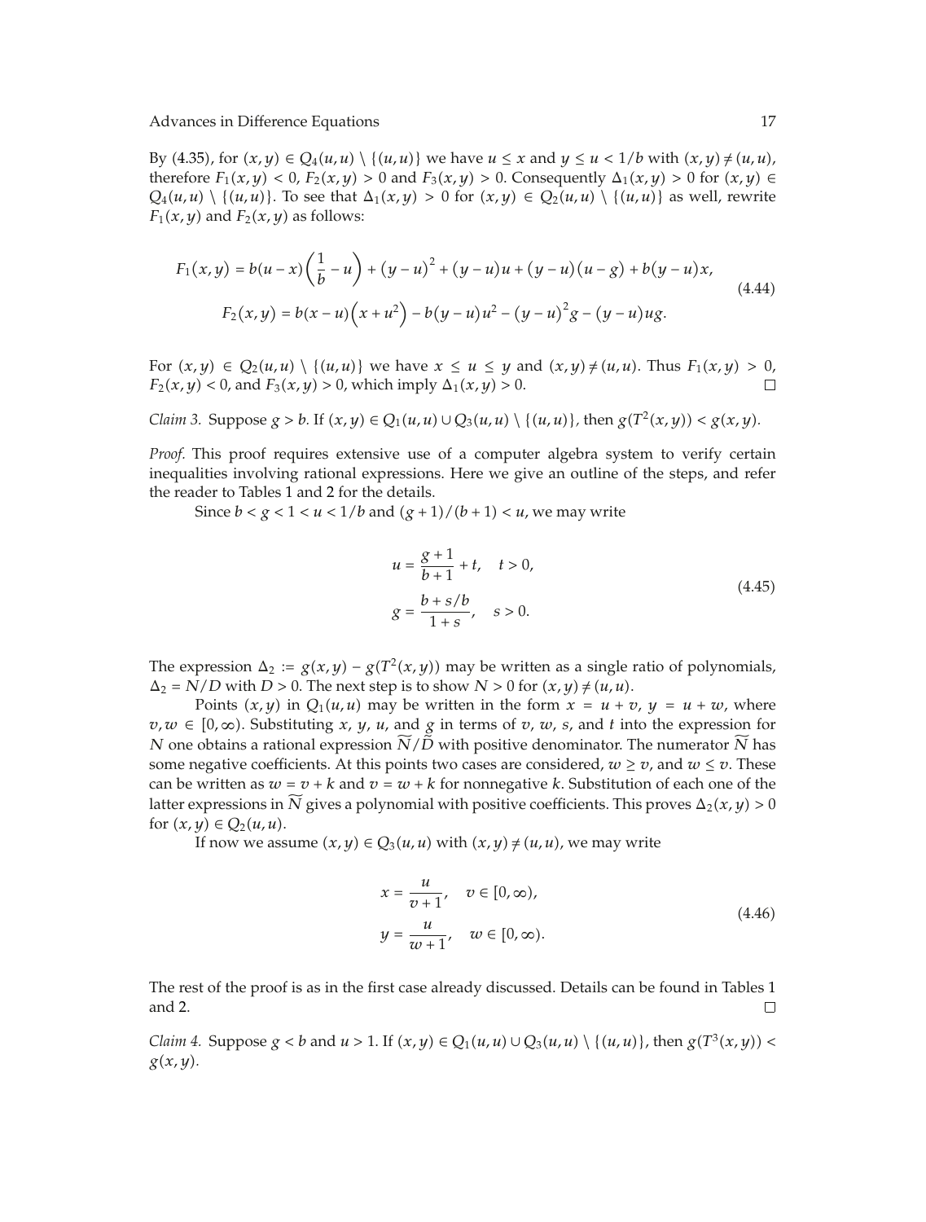By (4.35), for $(x, y) \in Q_4(u, u) \setminus \{(u, u)\}$ we have $u \le x$ and $y \le u < 1/b$ with $(x, y) \ne (u, u)$, therefore $F_1(x, y) < 0$, $F_2(x, y) > 0$ and $F_3(x, y) > 0$. Consequently $\Delta_1(x, y) > 0$ for $(x, y) \in Q_4(u, u) \setminus \{(u, u)\}$. To see that $\Delta_1(x, y) > 0$ for $(x, y) \in Q_2(u, u) \setminus \{(u, u)\}$ as well, rewrite $F_1(x, y)$ and $F_2(x, y)$ as follows:

$$
\begin{aligned}
F_1(x, y) &= b(u - x)\left(\frac{1}{b} - u\right) + (y - u)^2 + (y - u)u + (y - u)(u - g) + b(y - u)x, \\
F_2(x, y) &= b(x - u)\left(x + u^2\right) - b(y - u)u^2 - (y - u)^2 g - (y - u)ug.
\end{aligned}
\tag{4.44}
$$

For $(x, y) \in Q_2(u, u) \setminus \{(u, u)\}$ we have $x \le u \le y$ and $(x, y) \ne (u, u)$. Thus $F_1(x, y) > 0$, $F_2(x, y) < 0$, and $F_3(x, y) > 0$, which imply $\Delta_1(x, y) > 0$. □

*Claim 3.* Suppose $g > b$. If $(x, y) \in Q_1(u, u) \cup Q_3(u, u) \setminus \{(u, u)\}$, then $g(T^2(x, y)) < g(x, y)$.

*Proof.* This proof requires extensive use of a computer algebra system to verify certain inequalities involving rational expressions. Here we give an outline of the steps, and refer the reader to Tables 1 and 2 for the details.

Since $b < g < 1 < u < 1/b$ and $(g + 1)/(b + 1) < u$, we may write

$$
\begin{aligned}
u &= \frac{g + 1}{b + 1} + t, \quad t > 0, \\
g &= \frac{b + s/b}{1 + s}, \quad s > 0.
\end{aligned}
\tag{4.45}
$$

The expression $\Delta_2 := g(x, y) - g(T^2(x, y))$ may be written as a single ratio of polynomials, $\Delta_2 = N/D$ with $D > 0$. The next step is to show $N > 0$ for $(x, y) \ne (u, u)$.

Points $(x, y)$ in $Q_1(u, u)$ may be written in the form $x = u + v$, $y = u + w$, where $v, w \in [0, \infty)$. Substituting $x$, $y$, $u$, and $g$ in terms of $v$, $w$, $s$, and $t$ into the expression for $N$ one obtains a rational expression $\widetilde{N}/\widetilde{D}$ with positive denominator. The numerator $\widetilde{N}$ has some negative coefficients. At this points two cases are considered, $w \ge v$, and $w \le v$. These can be written as $w = v + k$ and $v = w + k$ for nonnegative $k$. Substitution of each one of the latter expressions in $\widetilde{N}$ gives a polynomial with positive coefficients. This proves $\Delta_2(x, y) > 0$ for $(x, y) \in Q_2(u, u)$.

If now we assume $(x, y) \in Q_3(u, u)$ with $(x, y) \ne (u, u)$, we may write

$$
\begin{aligned}
x &= \frac{u}{v + 1}, \quad v \in [0, \infty), \\
y &= \frac{u}{w + 1}, \quad w \in [0, \infty).
\end{aligned}
\tag{4.46}
$$

The rest of the proof is as in the first case already discussed. Details can be found in Tables 1 and 2. □

*Claim 4.* Suppose $g < b$ and $u > 1$. If $(x, y) \in Q_1(u, u) \cup Q_3(u, u) \setminus \{(u, u)\}$, then $g(T^3(x, y)) < g(x, y)$.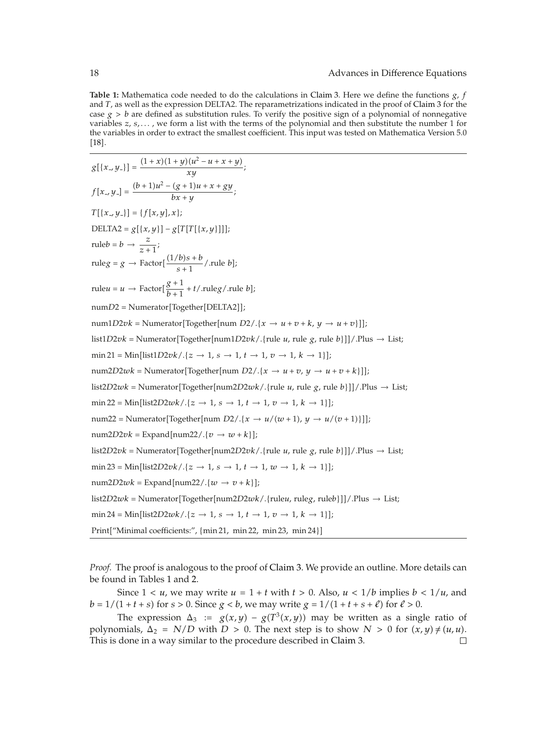**Table 1:** Mathematica code needed to do the calculations in Claim 3. Here we define the functions $g$, $f$ and $T$, as well as the expression DELTA2. The reparametrizations indicated in the proof of Claim 3 for the case $g > b$ are defined as substitution rules. To verify the positive sign of a polynomial of nonnegative variables $z, s, \ldots$, we form a list with the terms of the polynomial and then substitute the number 1 for the variables in order to extract the smallest coefficient. This input was tested on Mathematica Version 5.0 [18].

$$g[\{x\_, y\_\}] = \frac{(1+x)(1+y)(u^2 - u + x + y)}{xy};$$

$$f[x\_, y\_] = \frac{(b+1)u^2 - (g+1)u + x + gy}{bx + y};$$

$T[\{x\_, y\_\}] = \{f[x, y], x\};$

DELTA2 = $g[\{x, y\}] - g[T[T[\{x, y\}]]]$;

$$\text{rule}b = b \to \frac{z}{z+1};$$

$$\text{rule}g = g \to \text{Factor}[\frac{(1/b)s + b}{s+1} /.\text{rule } b];$$

$$\text{rule}u = u \to \text{Factor}[\frac{g+1}{b+1} + t/.\text{rule}g/.\text{rule } b];$$

```
numD2 = Numerator[Together[DELTA2]];
num1D2vk = Numerator[Together[num D2/.{x → u + v + k, y → u + v}]];
list1D2vk = Numerator[Together[num1D2vk/.{rule u, rule g, rule b}]]/.Plus → List;
min 21 = Min[list1D2vk/.{z → 1, s → 1, t → 1, v → 1, k → 1}];
num2D2wk = Numerator[Together[num D2/.{x → u + v, y → u + v + k}]];
list2D2wk = Numerator[Together[num2D2wk/.{rule u, rule g, rule b}]]/.Plus → List;
min 22 = Min[list2D2wk/.{z → 1, s → 1, t → 1, v → 1, k → 1}];
num22 = Numerator[Together[num D2/.{x → u/(w + 1), y → u/(v + 1)}]];
num2D2vk = Expand[num22/.{v → w + k}];
list2D2vk = Numerator[Together[num2D2vk/.{rule u, rule g, rule b}]]/.Plus → List;
min 23 = Min[list2D2vk/.{z → 1, s → 1, t → 1, w → 1, k → 1}];
num2D2wk = Expand[num22/.{w → v + k}];
list2D2wk = Numerator[Together[num2D2wk/.{ruleu, ruleg, ruleb}]]/.Plus → List;
min 24 = Min[list2D2wk/.{z → 1, s → 1, t → 1, v → 1, k → 1}];
Print["Minimal coefficients:", {min 21, min 22, min 23, min 24}]
```

*Proof.* The proof is analogous to the proof of Claim 3. We provide an outline. More details can be found in Tables 1 and 2.

Since $1 < u$, we may write $u = 1 + t$ with $t > 0$. Also, $u < 1/b$ implies $b < 1/u$, and $b = 1/(1 + t + s)$ for $s > 0$. Since $g < b$, we may write $g = 1/(1 + t + s + \ell)$ for $\ell > 0$.

The expression $\Delta_3 := g(x, y) - g(T^3(x, y))$ may be written as a single ratio of polynomials, $\Delta_2 = N/D$ with $D > 0$. The next step is to show $N > 0$ for $(x, y) \neq (u, u)$. This is done in a way similar to the procedure described in Claim 3. $\square$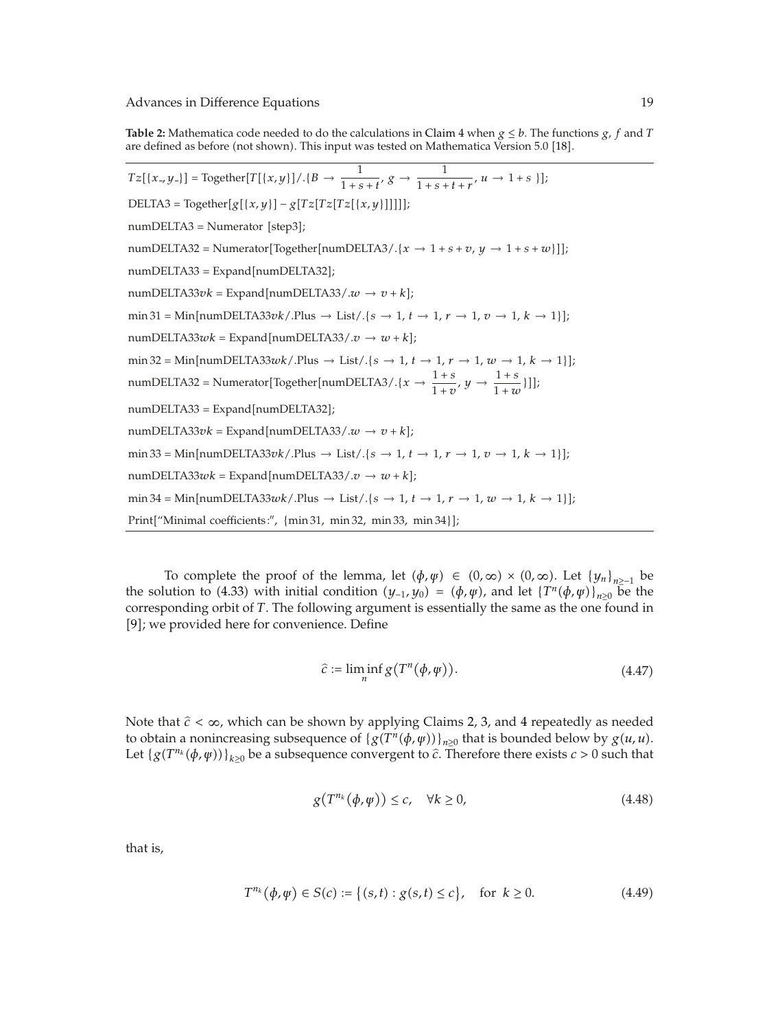**Table 2:** Mathematica code needed to do the calculations in Claim 4 when $g \leq b$. The functions $g$, $f$ and $T$ are defined as before (not shown). This input was tested on Mathematica Version 5.0 [18].

```
Tz[{x_, y_}] = Together[T[{x, y}]/.{B → 1/(1 + s + t), g → 1/(1 + s + t + r), u → 1 + s }];
DELTA3 = Together[g[{x, y}] − g[Tz[Tz[Tz[{x, y}]]]]];
numDELTA3 = Numerator [step3];
numDELTA32 = Numerator[Together[numDELTA3/.{x → 1 + s + v, y → 1 + s + w}]];
numDELTA33 = Expand[numDELTA32];
numDELTA33vk = Expand[numDELTA33/.w → v + k];
min 31 = Min[numDELTA33vk/.Plus → List/.{s → 1, t → 1, r → 1, v → 1, k → 1}];
numDELTA33wk = Expand[numDELTA33/.v → w + k];
min 32 = Min[numDELTA33wk/.Plus → List/.{s → 1, t → 1, r → 1, w → 1, k → 1}];
numDELTA32 = Numerator[Together[numDELTA3/.{x → (1 + s)/(1 + v), y → (1 + s)/(1 + w)}]];
numDELTA33 = Expand[numDELTA32];
numDELTA33vk = Expand[numDELTA33/.w → v + k];
min 33 = Min[numDELTA33vk/.Plus → List/.{s → 1, t → 1, r → 1, v → 1, k → 1}];
numDELTA33wk = Expand[numDELTA33/.v → w + k];
min 34 = Min[numDELTA33wk/.Plus → List/.{s → 1, t → 1, r → 1, w → 1, k → 1}];
Print["Minimal coefficients:", {min 31, min 32, min 33, min 34}];
```

To complete the proof of the lemma, let $(\phi, \psi) \in (0, \infty) \times (0, \infty)$. Let $\{y_n\}_{n \geq -1}$ be the solution to (4.33) with initial condition $(y_{-1}, y_0) = (\phi, \psi)$, and let $\{T^n(\phi, \psi)\}_{n \geq 0}$ be the corresponding orbit of $T$. The following argument is essentially the same as the one found in [9]; we provided here for convenience. Define

$$\widehat{c} := \liminf_{n} g\left(T^n(\phi, \psi)\right). \tag{4.47}$$

Note that $\widehat{c} < \infty$, which can be shown by applying Claims 2, 3, and 4 repeatedly as needed to obtain a nonincreasing subsequence of $\{g(T^n(\phi, \psi))\}_{n \geq 0}$ that is bounded below by $g(u, u)$. Let $\{g(T^{n_k}(\phi, \psi))\}_{k \geq 0}$ be a subsequence convergent to $\widehat{c}$. Therefore there exists $c > 0$ such that

$$g\left(T^{n_k}(\phi, \psi)\right) \leq c, \quad \forall k \geq 0, \tag{4.48}$$

that is,

$$T^{n_k}(\phi, \psi) \in S(c) := \{(s, t) : g(s, t) \leq c\}, \quad \text{for } k \geq 0. \tag{4.49}$$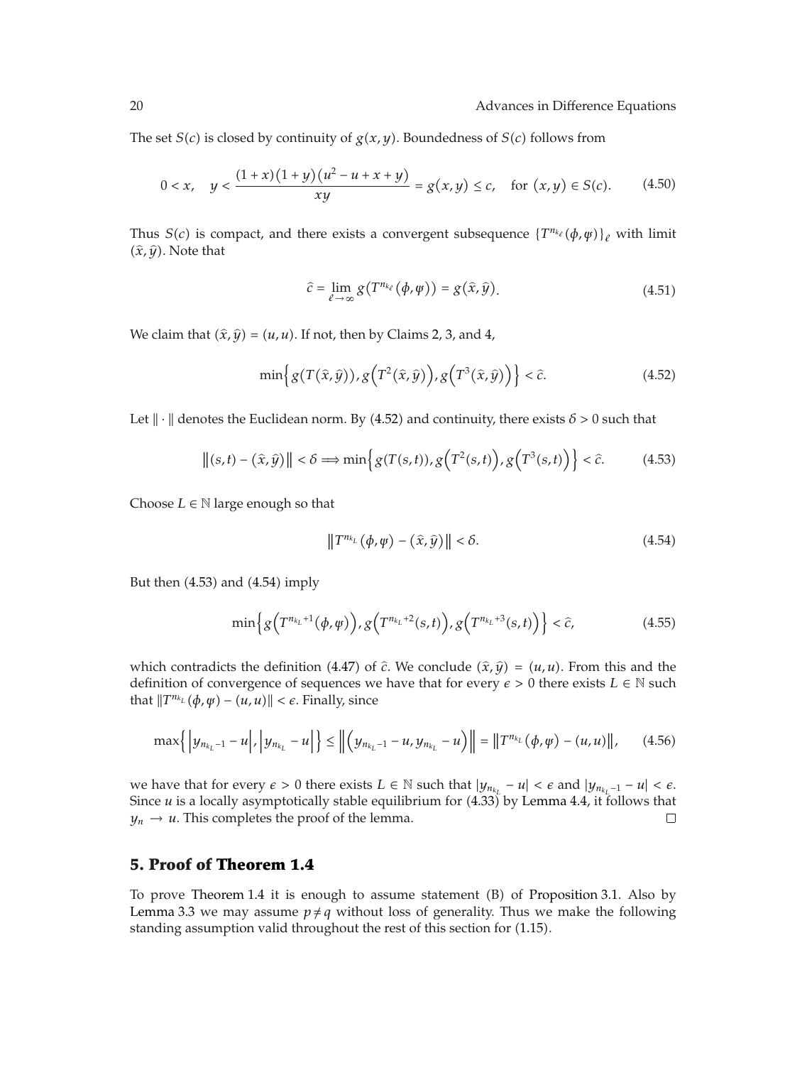The set $S(c)$ is closed by continuity of $g(x,y)$. Boundedness of $S(c)$ follows from

$$0 < x, \quad y < \frac{(1+x)(1+y)(u^2 - u + x + y)}{xy} = g(x,y) \leq c, \quad \text{for } (x,y) \in S(c). \tag{4.50}$$

Thus $S(c)$ is compact, and there exists a convergent subsequence $\{T^{n_{k_\ell}}(\phi,\psi)\}_\ell$ with limit $(\hat{x},\hat{y})$. Note that

$$\hat{c} = \lim_{\ell \to \infty} g\left(T^{n_{k_\ell}}(\phi,\psi)\right) = g(\hat{x},\hat{y}). \tag{4.51}$$

We claim that $(\hat{x},\hat{y}) = (u,u)$. If not, then by Claims 2, 3, and 4,

$$\min\left\{ g(T(\hat{x},\hat{y})), g\left(T^2(\hat{x},\hat{y})\right), g\left(T^3(\hat{x},\hat{y})\right)\right\} < \hat{c}. \tag{4.52}$$

Let $\|\cdot\|$ denotes the Euclidean norm. By (4.52) and continuity, there exists $\delta > 0$ such that

$$\|(s,t) - (\hat{x},\hat{y})\| < \delta \Longrightarrow \min\left\{ g(T(s,t)), g\left(T^2(s,t)\right), g\left(T^3(s,t)\right)\right\} < \hat{c}. \tag{4.53}$$

Choose $L \in \mathbb{N}$ large enough so that

$$\left\|T^{n_{k_L}}(\phi,\psi) - (\hat{x},\hat{y})\right\| < \delta. \tag{4.54}$$

But then (4.53) and (4.54) imply

$$\min\left\{ g\left(T^{n_{k_L}+1}(\phi,\psi)\right), g\left(T^{n_{k_L}+2}(s,t)\right), g\left(T^{n_{k_L}+3}(s,t)\right)\right\} < \hat{c}, \tag{4.55}$$

which contradicts the definition (4.47) of $\hat{c}$. We conclude $(\hat{x},\hat{y}) = (u,u)$. From this and the definition of convergence of sequences we have that for every $\epsilon > 0$ there exists $L \in \mathbb{N}$ such that $\|T^{n_{k_L}}(\phi,\psi) - (u,u)\| < \epsilon$. Finally, since

$$\max\left\{ \left|y_{n_{k_L}-1} - u\right|, \left|y_{n_{k_L}} - u\right|\right\} \leq \left\|\left(y_{n_{k_L}-1} - u, y_{n_{k_L}} - u\right)\right\| = \left\|T^{n_{k_L}}(\phi,\psi) - (u,u)\right\|, \tag{4.56}$$

we have that for every $\epsilon > 0$ there exists $L \in \mathbb{N}$ such that $|y_{n_{k_L}} - u| < \epsilon$ and $|y_{n_{k_L}-1} - u| < \epsilon$. Since $u$ is a locally asymptotically stable equilibrium for (4.33) by Lemma 4.4, it follows that $y_n \to u$. This completes the proof of the lemma. □

## 5. Proof of Theorem 1.4

To prove Theorem 1.4 it is enough to assume statement (B) of Proposition 3.1. Also by Lemma 3.3 we may assume $p \neq q$ without loss of generality. Thus we make the following standing assumption valid throughout the rest of this section for (1.15).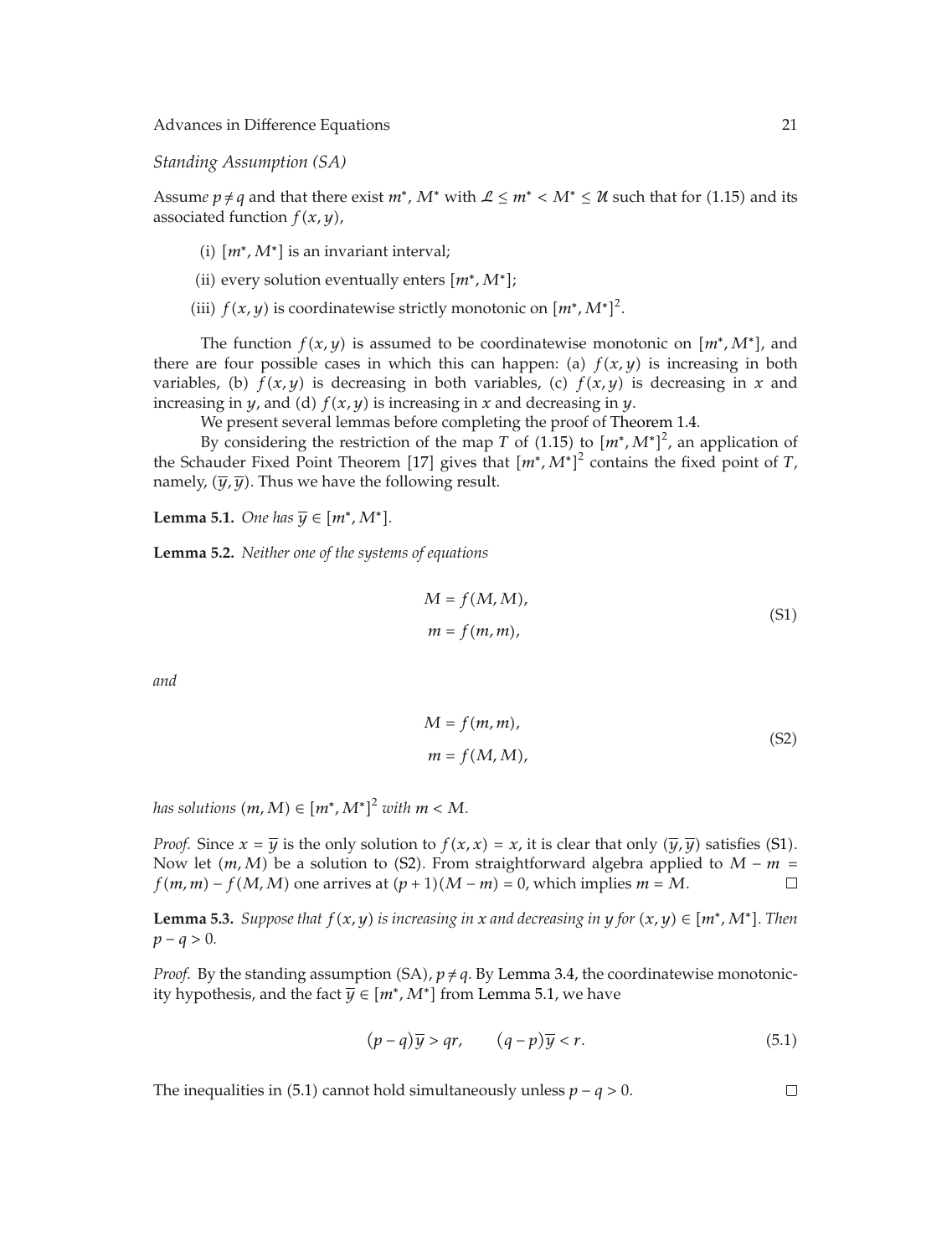*Standing Assumption (SA)*

Assume $p \neq q$ and that there exist $m^*$, $M^*$ with $\mathcal{L} \leq m^* < M^* \leq \mathcal{U}$ such that for (1.15) and its associated function $f(x, y)$,

(i) $[m^*, M^*]$ is an invariant interval;

(ii) every solution eventually enters $[m^*, M^*]$;

(iii) $f(x, y)$ is coordinatewise strictly monotonic on $[m^*, M^*]^2$.

The function $f(x, y)$ is assumed to be coordinatewise monotonic on $[m^*, M^*]$, and there are four possible cases in which this can happen: (a) $f(x, y)$ is increasing in both variables, (b) $f(x, y)$ is decreasing in both variables, (c) $f(x, y)$ is decreasing in $x$ and increasing in $y$, and (d) $f(x, y)$ is increasing in $x$ and decreasing in $y$.

We present several lemmas before completing the proof of Theorem 1.4.

By considering the restriction of the map $T$ of (1.15) to $[m^*, M^*]^2$, an application of the Schauder Fixed Point Theorem [17] gives that $[m^*, M^*]^2$ contains the fixed point of $T$, namely, $(\overline{y}, \overline{y})$. Thus we have the following result.

**Lemma 5.1.** *One has* $\overline{y} \in [m^*, M^*]$.

**Lemma 5.2.** *Neither one of the systems of equations*

$$
\begin{aligned}
M &= f(M, M), \\
m &= f(m, m),
\end{aligned}
\tag{S1}
$$

*and*

$$
\begin{aligned}
M &= f(m, m), \\
m &= f(M, M),
\end{aligned}
\tag{S2}
$$

*has solutions* $(m, M) \in [m^*, M^*]^2$ *with* $m < M$.

*Proof.* Since $x = \overline{y}$ is the only solution to $f(x, x) = x$, it is clear that only $(\overline{y}, \overline{y})$ satisfies (S1). Now let $(m, M)$ be a solution to (S2). From straightforward algebra applied to $M - m = f(m, m) - f(M, M)$ one arrives at $(p + 1)(M - m) = 0$, which implies $m = M$. □

**Lemma 5.3.** *Suppose that* $f(x, y)$ *is increasing in* $x$ *and decreasing in* $y$ *for* $(x, y) \in [m^*, M^*]$. *Then* $p - q > 0$.

*Proof.* By the standing assumption (SA), $p \neq q$. By Lemma 3.4, the coordinatewise monotonicity hypothesis, and the fact $\overline{y} \in [m^*, M^*]$ from Lemma 5.1, we have

$$
(p - q)\overline{y} > qr, \qquad (q - p)\overline{y} < r. \tag{5.1}
$$

The inequalities in (5.1) cannot hold simultaneously unless $p - q > 0$. □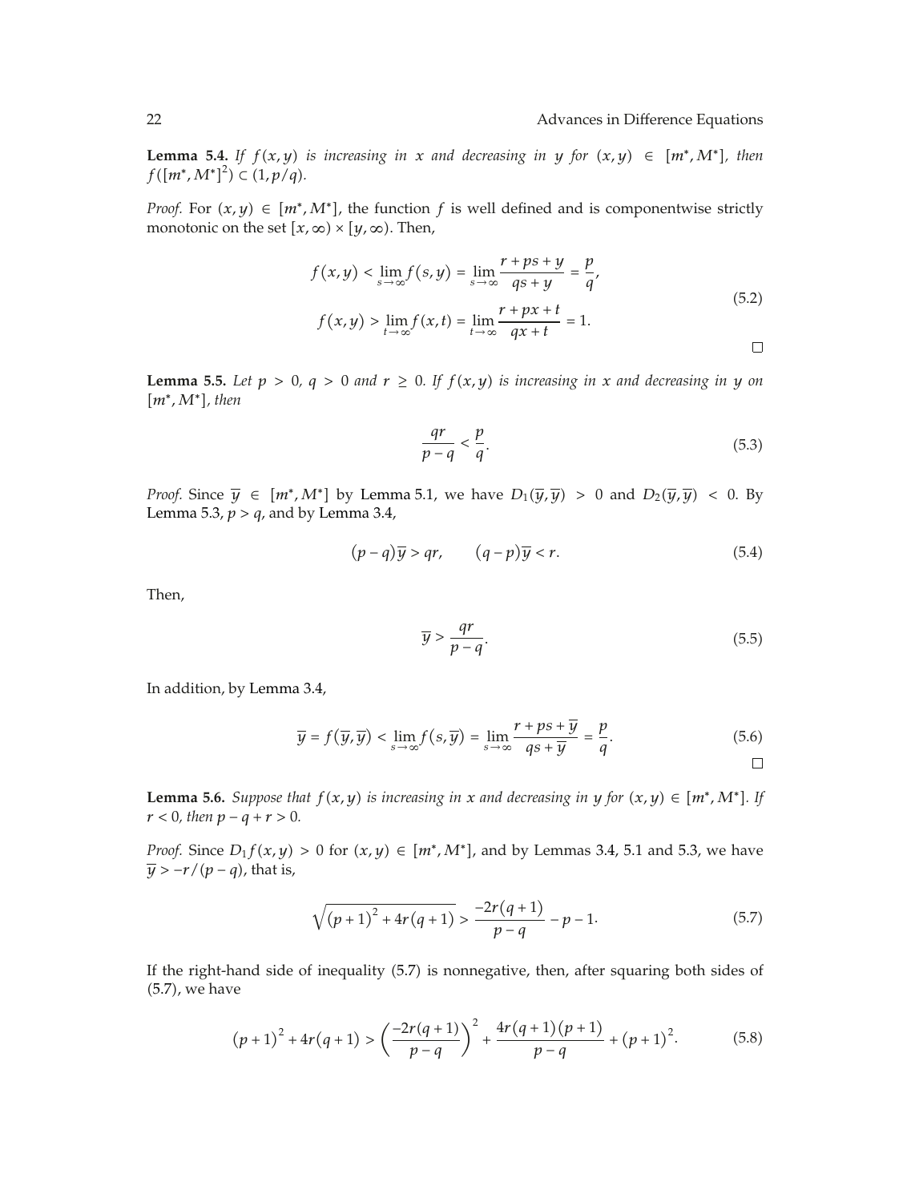**Lemma 5.4.** *If $f(x,y)$ is increasing in $x$ and decreasing in $y$ for $(x,y) \in [m^*, M^*]$, then $f([m^*, M^*]^2) \subset (1, p/q)$.*

*Proof.* For $(x,y) \in [m^*, M^*]$, the function $f$ is well defined and is componentwise strictly monotonic on the set $[x, \infty) \times [y, \infty)$. Then,

$$
\begin{aligned}
f(x,y) &< \lim_{s\to\infty} f(s,y) = \lim_{s\to\infty} \frac{r+ps+y}{qs+y} = \frac{p}{q}, \\
f(x,y) &> \lim_{t\to\infty} f(x,t) = \lim_{t\to\infty} \frac{r+px+t}{qx+t} = 1.
\end{aligned}
\tag{5.2}
$$

□

**Lemma 5.5.** *Let $p > 0$, $q > 0$ and $r \geq 0$. If $f(x,y)$ is increasing in $x$ and decreasing in $y$ on $[m^*, M^*]$, then*

$$
\frac{qr}{p-q} < \frac{p}{q}. \tag{5.3}
$$

*Proof.* Since $\overline{y} \in [m^*, M^*]$ by Lemma 5.1, we have $D_1(\overline{y}, \overline{y}) > 0$ and $D_2(\overline{y}, \overline{y}) < 0$. By Lemma 5.3, $p > q$, and by Lemma 3.4,

$$
(p-q)\overline{y} > qr, \qquad (q-p)\overline{y} < r. \tag{5.4}
$$

Then,

$$
\overline{y} > \frac{qr}{p-q}. \tag{5.5}
$$

In addition, by Lemma 3.4,

$$
\overline{y} = f(\overline{y}, \overline{y}) < \lim_{s\to\infty} f(s, \overline{y}) = \lim_{s\to\infty} \frac{r+ps+\overline{y}}{qs+\overline{y}} = \frac{p}{q}. \tag{5.6}
$$

□

**Lemma 5.6.** *Suppose that $f(x,y)$ is increasing in $x$ and decreasing in $y$ for $(x,y) \in [m^*, M^*]$. If $r < 0$, then $p - q + r > 0$.*

*Proof.* Since $D_1 f(x,y) > 0$ for $(x,y) \in [m^*, M^*]$, and by Lemmas 3.4, 5.1 and 5.3, we have $\overline{y} > -r/(p-q)$, that is,

$$
\sqrt{(p+1)^2 + 4r(q+1)} > \frac{-2r(q+1)}{p-q} - p - 1. \tag{5.7}
$$

If the right-hand side of inequality (5.7) is nonnegative, then, after squaring both sides of (5.7), we have

$$
(p+1)^2 + 4r(q+1) > \left(\frac{-2r(q+1)}{p-q}\right)^2 + \frac{4r(q+1)(p+1)}{p-q} + (p+1)^2. \tag{5.8}
$$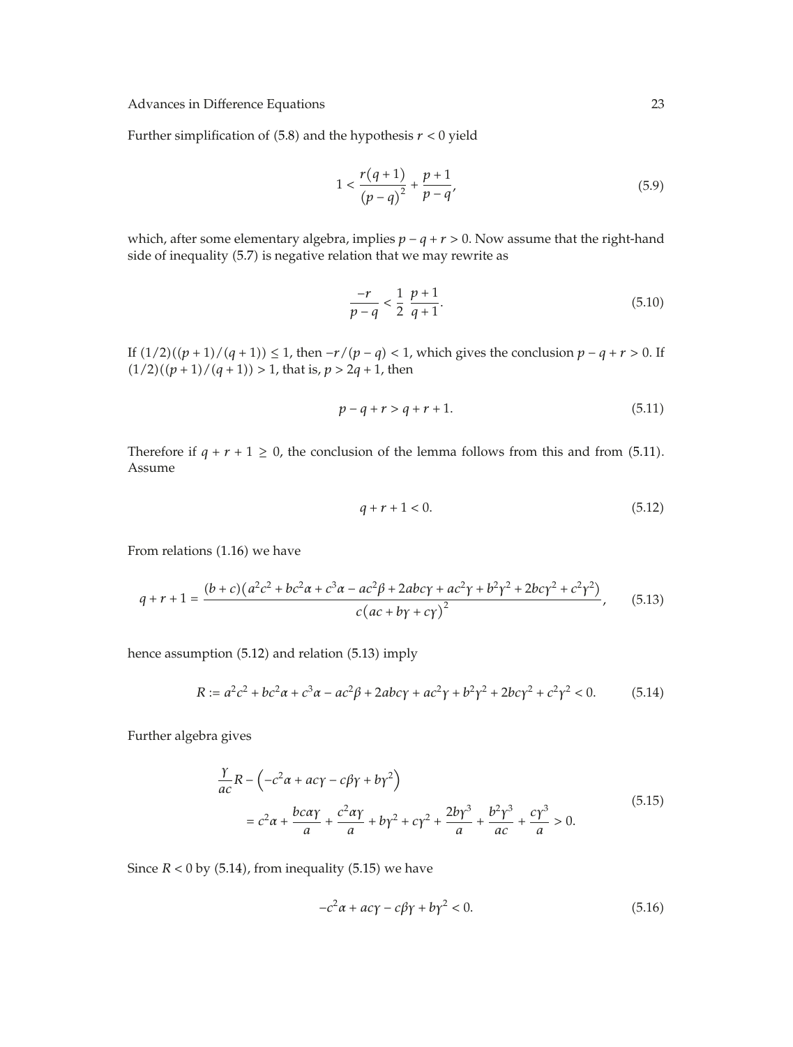Further simplification of (5.8) and the hypothesis $r < 0$ yield

$$1 < \frac{r(q+1)}{(p-q)^2} + \frac{p+1}{p-q}, \tag{5.9}$$

which, after some elementary algebra, implies $p - q + r > 0$. Now assume that the right-hand side of inequality (5.7) is negative relation that we may rewrite as

$$\frac{-r}{p-q} < \frac{1}{2}\,\frac{p+1}{q+1}. \tag{5.10}$$

If $(1/2)((p+1)/(q+1)) \leq 1$, then $-r/(p-q) < 1$, which gives the conclusion $p - q + r > 0$. If $(1/2)((p+1)/(q+1)) > 1$, that is, $p > 2q + 1$, then

$$p - q + r > q + r + 1. \tag{5.11}$$

Therefore if $q + r + 1 \geq 0$, the conclusion of the lemma follows from this and from (5.11). Assume

$$q + r + 1 < 0. \tag{5.12}$$

From relations (1.16) we have

$$q + r + 1 = \frac{(b+c)\left(a^2c^2 + bc^2\alpha + c^3\alpha - ac^2\beta + 2abc\gamma + ac^2\gamma + b^2\gamma^2 + 2bc\gamma^2 + c^2\gamma^2\right)}{c\left(ac + b\gamma + c\gamma\right)^2}, \tag{5.13}$$

hence assumption (5.12) and relation (5.13) imply

$$R := a^2c^2 + bc^2\alpha + c^3\alpha - ac^2\beta + 2abc\gamma + ac^2\gamma + b^2\gamma^2 + 2bc\gamma^2 + c^2\gamma^2 < 0. \tag{5.14}$$

Further algebra gives

$$\begin{aligned} &\frac{\gamma}{ac}R - \left(-c^2\alpha + ac\gamma - c\beta\gamma + b\gamma^2\right) \\ &\quad = c^2\alpha + \frac{bc\alpha\gamma}{a} + \frac{c^2\alpha\gamma}{a} + b\gamma^2 + c\gamma^2 + \frac{2b\gamma^3}{a} + \frac{b^2\gamma^3}{ac} + \frac{c\gamma^3}{a} > 0. \end{aligned} \tag{5.15}$$

Since $R < 0$ by (5.14), from inequality (5.15) we have

$$-c^2\alpha + ac\gamma - c\beta\gamma + b\gamma^2 < 0. \tag{5.16}$$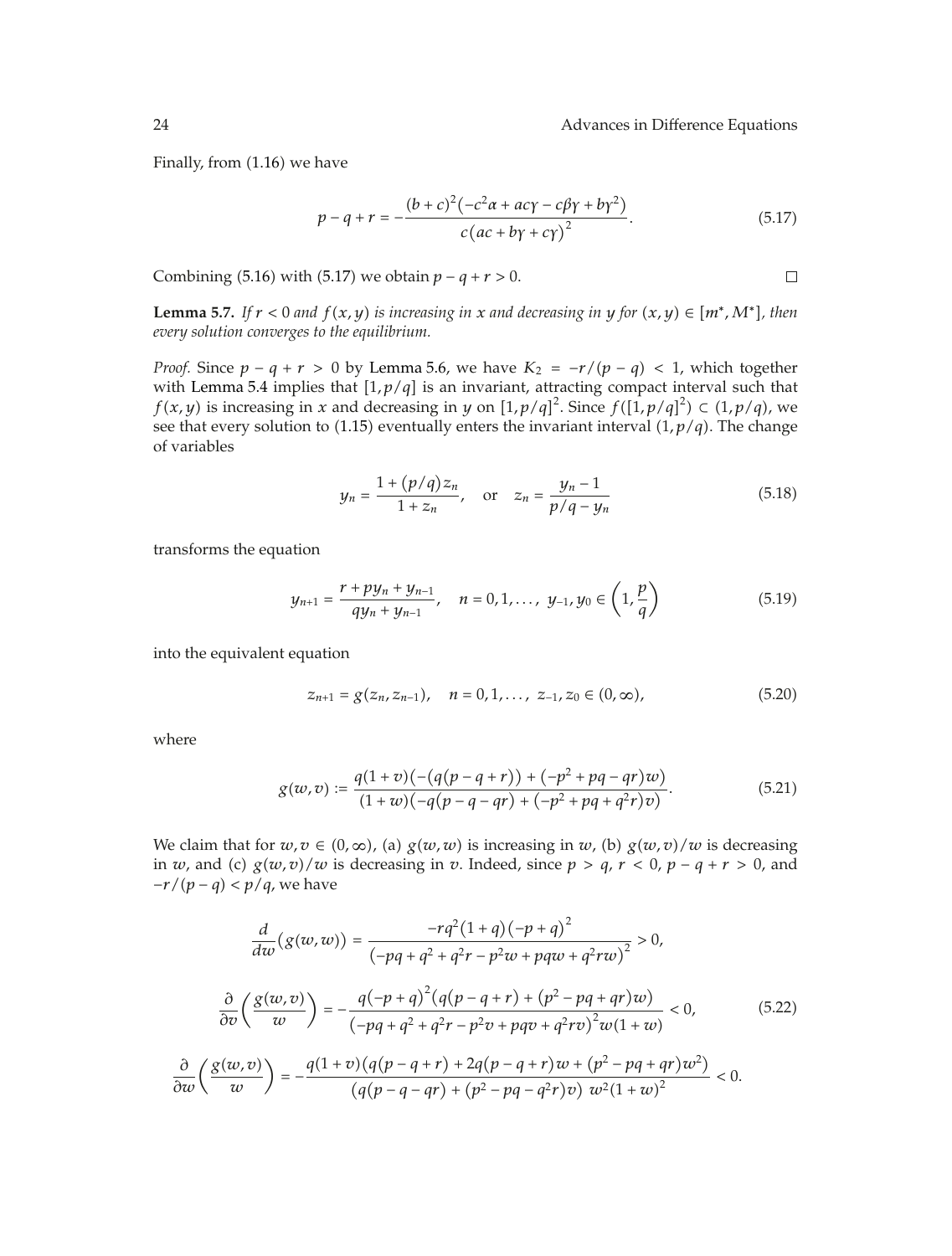Finally, from (1.16) we have

$$p - q + r = -\frac{(b+c)^2\left(-c^2\alpha + ac\gamma - c\beta\gamma + b\gamma^2\right)}{c\left(ac + b\gamma + c\gamma\right)^2}. \tag{5.17}$$

Combining (5.16) with (5.17) we obtain $p - q + r > 0$. □

**Lemma 5.7.** *If $r < 0$ and $f(x, y)$ is increasing in $x$ and decreasing in $y$ for $(x, y) \in [m^*, M^*]$, then every solution converges to the equilibrium.*

*Proof.* Since $p - q + r > 0$ by Lemma 5.6, we have $K_2 = -r/(p - q) < 1$, which together with Lemma 5.4 implies that $[1, p/q]$ is an invariant, attracting compact interval such that $f(x, y)$ is increasing in $x$ and decreasing in $y$ on $[1, p/q]^2$. Since $f([1, p/q]^2) \subset (1, p/q)$, we see that every solution to (1.15) eventually enters the invariant interval $(1, p/q)$. The change of variables

$$y_n = \frac{1 + (p/q)z_n}{1 + z_n}, \quad \text{or} \quad z_n = \frac{y_n - 1}{p/q - y_n} \tag{5.18}$$

transforms the equation

$$y_{n+1} = \frac{r + py_n + y_{n-1}}{qy_n + y_{n-1}}, \quad n = 0, 1, \ldots, \; y_{-1}, y_0 \in \left(1, \frac{p}{q}\right) \tag{5.19}$$

into the equivalent equation

$$z_{n+1} = g(z_n, z_{n-1}), \quad n = 0, 1, \ldots, \; z_{-1}, z_0 \in (0, \infty), \tag{5.20}$$

where

$$g(w, v) := \frac{q(1+v)\left(-(q(p-q+r)) + (-p^2 + pq - qr)w\right)}{(1+w)\left(-q(p-q-qr) + (-p^2 + pq + q^2 r)v\right)}. \tag{5.21}$$

We claim that for $w, v \in (0, \infty)$, (a) $g(w, w)$ is increasing in $w$, (b) $g(w, v)/w$ is decreasing in $w$, and (c) $g(w, v)/w$ is decreasing in $v$. Indeed, since $p > q$, $r < 0$, $p - q + r > 0$, and $-r/(p - q) < p/q$, we have

$$\begin{aligned}
\frac{d}{dw}\left(g(w, w)\right) &= \frac{-rq^2(1+q)(-p+q)^2}{\left(-pq + q^2 + q^2 r - p^2 w + pqw + q^2 rw\right)^2} > 0, \\
\frac{\partial}{\partial v}\left(\frac{g(w, v)}{w}\right) &= -\frac{q(-p+q)^2\left(q(p-q+r) + (p^2 - pq + qr)w\right)}{\left(-pq + q^2 + q^2 r - p^2 v + pqv + q^2 rv\right)^2 w(1+w)} < 0,
\end{aligned} \tag{5.22}$$

$$\frac{\partial}{\partial w}\left(\frac{g(w, v)}{w}\right) = -\frac{q(1+v)\left(q(p-q+r) + 2q(p-q+r)w + (p^2 - pq + qr)w^2\right)}{\left(q(p-q-qr) + (p^2 - pq - q^2 r)v\right)\, w^2(1+w)^2} < 0.$$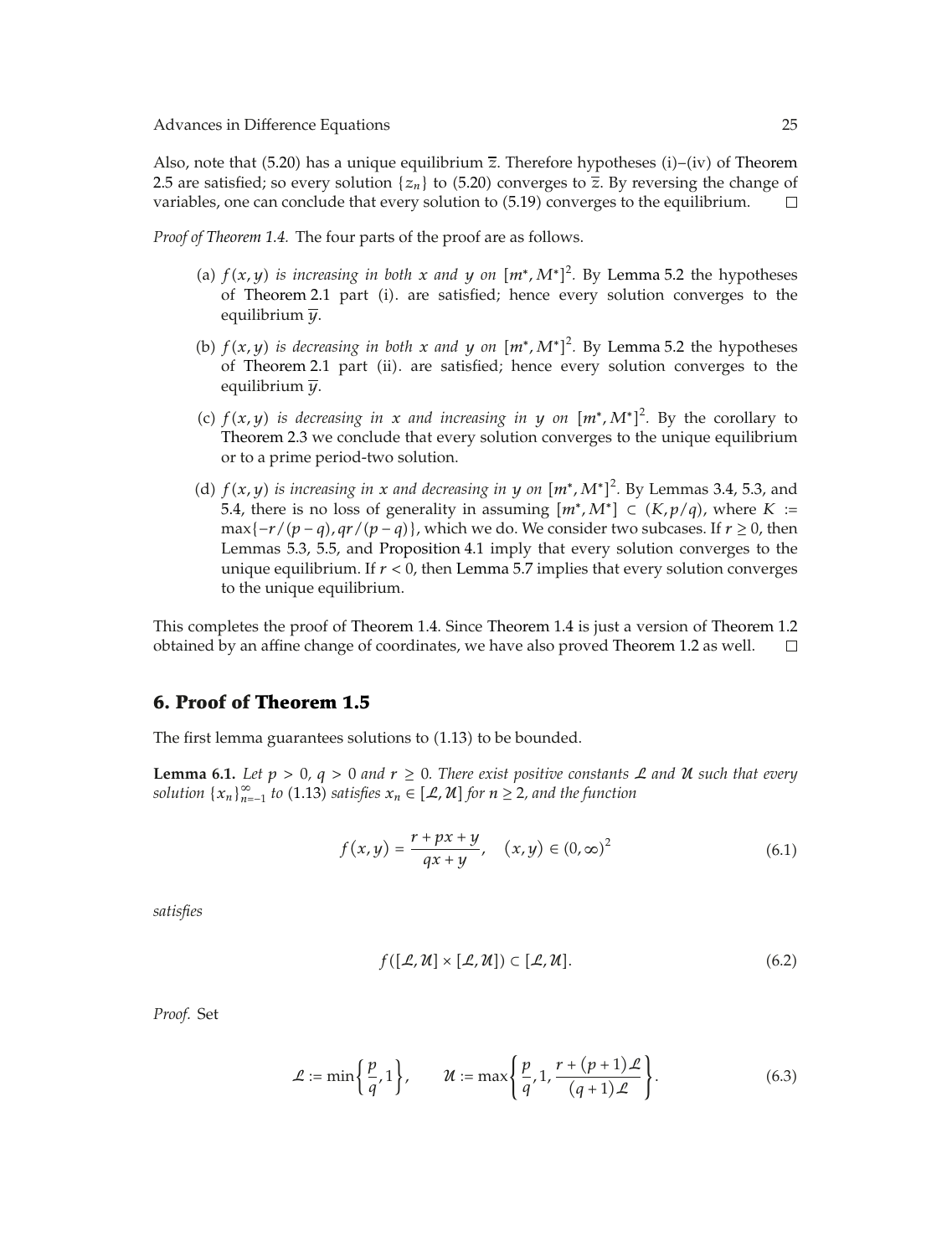Also, note that (5.20) has a unique equilibrium $\overline{z}$. Therefore hypotheses (i)–(iv) of Theorem 2.5 are satisfied; so every solution $\{z_n\}$ to (5.20) converges to $\overline{z}$. By reversing the change of variables, one can conclude that every solution to (5.19) converges to the equilibrium. □

*Proof of Theorem 1.4.* The four parts of the proof are as follows.

(a) *$f(x,y)$ is increasing in both $x$ and $y$ on $[m^*, M^*]^2$.* By Lemma 5.2 the hypotheses of Theorem 2.1 part (i). are satisfied; hence every solution converges to the equilibrium $\overline{y}$.

(b) *$f(x,y)$ is decreasing in both $x$ and $y$ on $[m^*, M^*]^2$.* By Lemma 5.2 the hypotheses of Theorem 2.1 part (ii). are satisfied; hence every solution converges to the equilibrium $\overline{y}$.

(c) *$f(x,y)$ is decreasing in $x$ and increasing in $y$ on $[m^*, M^*]^2$.* By the corollary to Theorem 2.3 we conclude that every solution converges to the unique equilibrium or to a prime period-two solution.

(d) *$f(x,y)$ is increasing in $x$ and decreasing in $y$ on $[m^*, M^*]^2$.* By Lemmas 3.4, 5.3, and 5.4, there is no loss of generality in assuming $[m^*, M^*] \subset (K, p/q)$, where $K := \max\{-r/(p-q), qr/(p-q)\}$, which we do. We consider two subcases. If $r \geq 0$, then Lemmas 5.3, 5.5, and Proposition 4.1 imply that every solution converges to the unique equilibrium. If $r < 0$, then Lemma 5.7 implies that every solution converges to the unique equilibrium.

This completes the proof of Theorem 1.4. Since Theorem 1.4 is just a version of Theorem 1.2 obtained by an affine change of coordinates, we have also proved Theorem 1.2 as well. □

## 6. Proof of Theorem 1.5

The first lemma guarantees solutions to (1.13) to be bounded.

**Lemma 6.1.** *Let $p > 0$, $q > 0$ and $r \geq 0$. There exist positive constants $\mathcal{L}$ and $\mathcal{U}$ such that every solution $\{x_n\}_{n=-1}^{\infty}$ to (1.13) satisfies $x_n \in [\mathcal{L}, \mathcal{U}]$ for $n \geq 2$, and the function*

$$f(x,y) = \frac{r + px + y}{qx + y}, \quad (x,y) \in (0,\infty)^2 \tag{6.1}$$

*satisfies*

$$f([\mathcal{L}, \mathcal{U}] \times [\mathcal{L}, \mathcal{U}]) \subset [\mathcal{L}, \mathcal{U}]. \tag{6.2}$$

*Proof.* Set

$$\mathcal{L} := \min\left\{\frac{p}{q}, 1\right\}, \qquad \mathcal{U} := \max\left\{\frac{p}{q}, 1, \frac{r + (p+1)\mathcal{L}}{(q+1)\mathcal{L}}\right\}. \tag{6.3}$$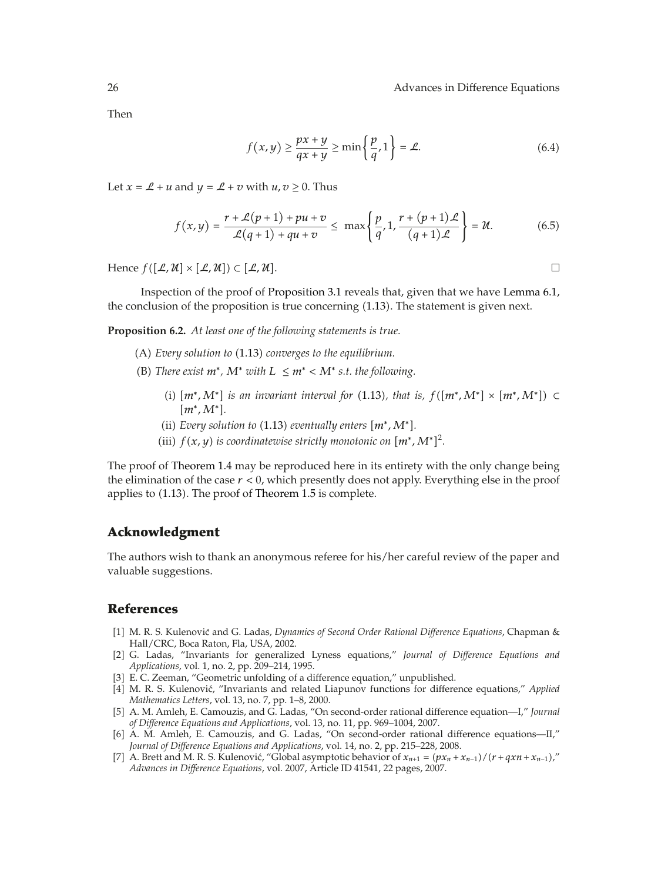Then

$$f(x,y) \geq \frac{px+y}{qx+y} \geq \min\left\{\frac{p}{q}, 1\right\} = \mathcal{L}. \tag{6.4}$$

Let $x = \mathcal{L} + u$ and $y = \mathcal{L} + v$ with $u, v \geq 0$. Thus

$$f(x,y) = \frac{r + \mathcal{L}(p+1) + pu + v}{\mathcal{L}(q+1) + qu + v} \leq \max\left\{\frac{p}{q}, 1, \frac{r + (p+1)\mathcal{L}}{(q+1)\mathcal{L}}\right\} = \mathcal{U}. \tag{6.5}$$

Hence $f([\mathcal{L}, \mathcal{U}] \times [\mathcal{L}, \mathcal{U}]) \subset [\mathcal{L}, \mathcal{U}]$. □

Inspection of the proof of Proposition 3.1 reveals that, given that we have Lemma 6.1, the conclusion of the proposition is true concerning (1.13). The statement is given next.

**Proposition 6.2.** *At least one of the following statements is true.*

(A) *Every solution to* (1.13) *converges to the equilibrium.*

(B) *There exist $m^*$, $M^*$ with $L \leq m^* < M^*$ s.t. the following.*

(i) *$[m^*, M^*]$ is an invariant interval for* (1.13)*, that is, $f([m^*, M^*] \times [m^*, M^*]) \subset [m^*, M^*]$.*

(ii) *Every solution to* (1.13) *eventually enters $[m^*, M^*]$.*

(iii) *$f(x, y)$ is coordinatewise strictly monotonic on $[m^*, M^*]^2$.*

The proof of Theorem 1.4 may be reproduced here in its entirety with the only change being the elimination of the case $r < 0$, which presently does not apply. Everything else in the proof applies to (1.13). The proof of Theorem 1.5 is complete.

## Acknowledgment

The authors wish to thank an anonymous referee for his/her careful review of the paper and valuable suggestions.

## References

[1] M. R. S. Kulenović and G. Ladas, *Dynamics of Second Order Rational Difference Equations*, Chapman & Hall/CRC, Boca Raton, Fla, USA, 2002.

[2] G. Ladas, "Invariants for generalized Lyness equations," *Journal of Difference Equations and Applications*, vol. 1, no. 2, pp. 209–214, 1995.

[3] E. C. Zeeman, "Geometric unfolding of a difference equation," unpublished.

[4] M. R. S. Kulenović, "Invariants and related Liapunov functions for difference equations," *Applied Mathematics Letters*, vol. 13, no. 7, pp. 1–8, 2000.

[5] A. M. Amleh, E. Camouzis, and G. Ladas, "On second-order rational difference equation—I," *Journal of Difference Equations and Applications*, vol. 13, no. 11, pp. 969–1004, 2007.

[6] A. M. Amleh, E. Camouzis, and G. Ladas, "On second-order rational difference equations—II," *Journal of Difference Equations and Applications*, vol. 14, no. 2, pp. 215–228, 2008.

[7] A. Brett and M. R. S. Kulenović, "Global asymptotic behavior of $x_{n+1} = (px_n + x_{n-1})/(r + qxn + x_{n-1})$," *Advances in Difference Equations*, vol. 2007, Article ID 41541, 22 pages, 2007.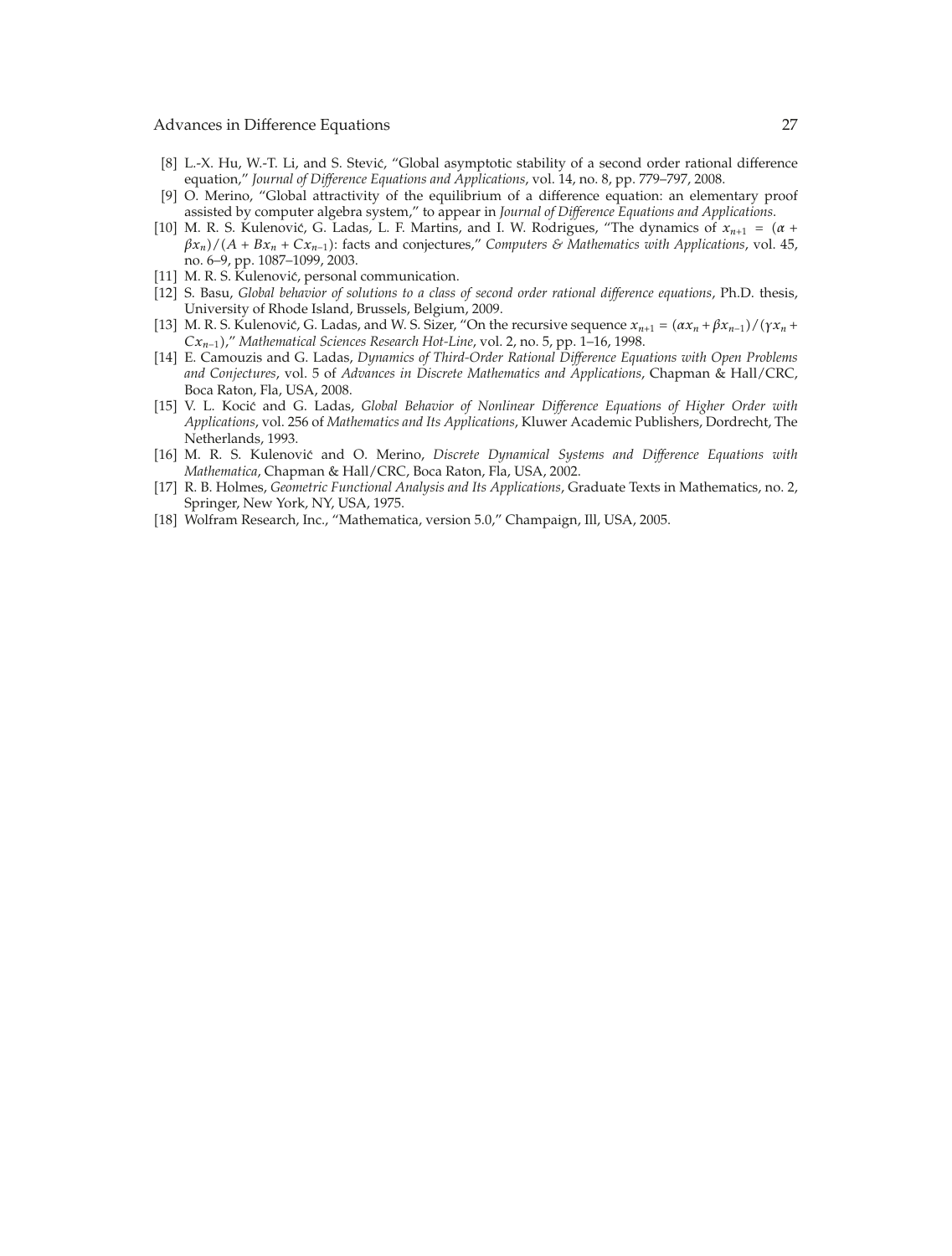[8] L.-X. Hu, W.-T. Li, and S. Stević, "Global asymptotic stability of a second order rational difference equation," *Journal of Difference Equations and Applications*, vol. 14, no. 8, pp. 779–797, 2008.

[9] O. Merino, "Global attractivity of the equilibrium of a difference equation: an elementary proof assisted by computer algebra system," to appear in *Journal of Difference Equations and Applications*.

[10] M. R. S. Kulenović, G. Ladas, L. F. Martins, and I. W. Rodrigues, "The dynamics of $x_{n+1} = (\alpha + \beta x_n)/(A + Bx_n + Cx_{n-1})$: facts and conjectures," *Computers & Mathematics with Applications*, vol. 45, no. 6–9, pp. 1087–1099, 2003.

[11] M. R. S. Kulenović, personal communication.

[12] S. Basu, *Global behavior of solutions to a class of second order rational difference equations*, Ph.D. thesis, University of Rhode Island, Brussels, Belgium, 2009.

[13] M. R. S. Kulenović, G. Ladas, and W. S. Sizer, "On the recursive sequence $x_{n+1} = (\alpha x_n + \beta x_{n-1})/(\gamma x_n + Cx_{n-1})$," *Mathematical Sciences Research Hot-Line*, vol. 2, no. 5, pp. 1–16, 1998.

[14] E. Camouzis and G. Ladas, *Dynamics of Third-Order Rational Difference Equations with Open Problems and Conjectures*, vol. 5 of *Advances in Discrete Mathematics and Applications*, Chapman & Hall/CRC, Boca Raton, Fla, USA, 2008.

[15] V. L. Kocić and G. Ladas, *Global Behavior of Nonlinear Difference Equations of Higher Order with Applications*, vol. 256 of *Mathematics and Its Applications*, Kluwer Academic Publishers, Dordrecht, The Netherlands, 1993.

[16] M. R. S. Kulenović and O. Merino, *Discrete Dynamical Systems and Difference Equations with Mathematica*, Chapman & Hall/CRC, Boca Raton, Fla, USA, 2002.

[17] R. B. Holmes, *Geometric Functional Analysis and Its Applications*, Graduate Texts in Mathematics, no. 2, Springer, New York, NY, USA, 1975.

[18] Wolfram Research, Inc., "Mathematica, version 5.0," Champaign, Ill, USA, 2005.